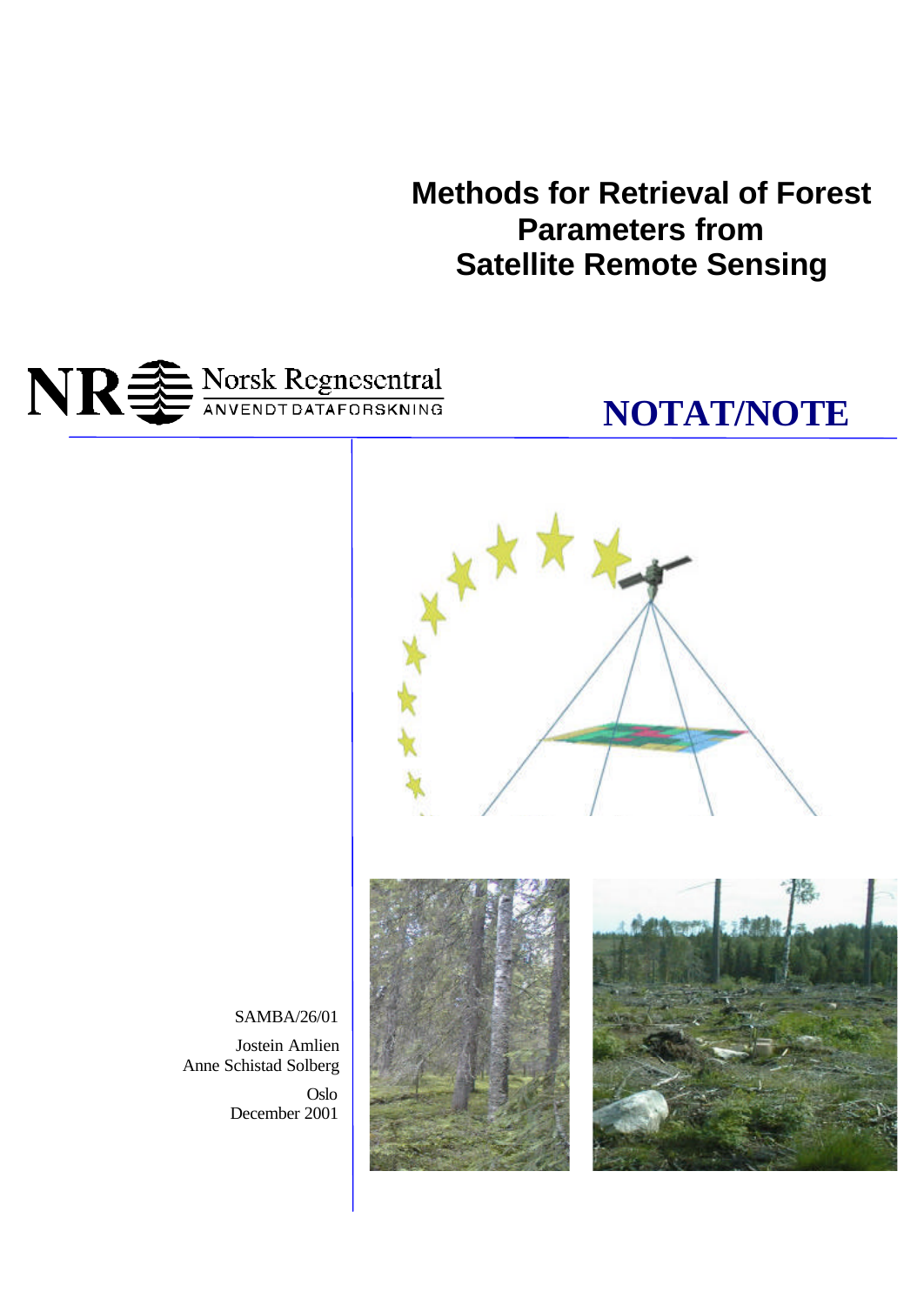# Methods for Retrieval of Forest Parameters from Satellite Remote Sensing

Norsk Regnesentral
ANVENDT DATAFORSKNING

**NOTAT/NOTE**

SAMBA/26/01

Jostein Amlien
Anne Schistad Solberg

Oslo
December 2001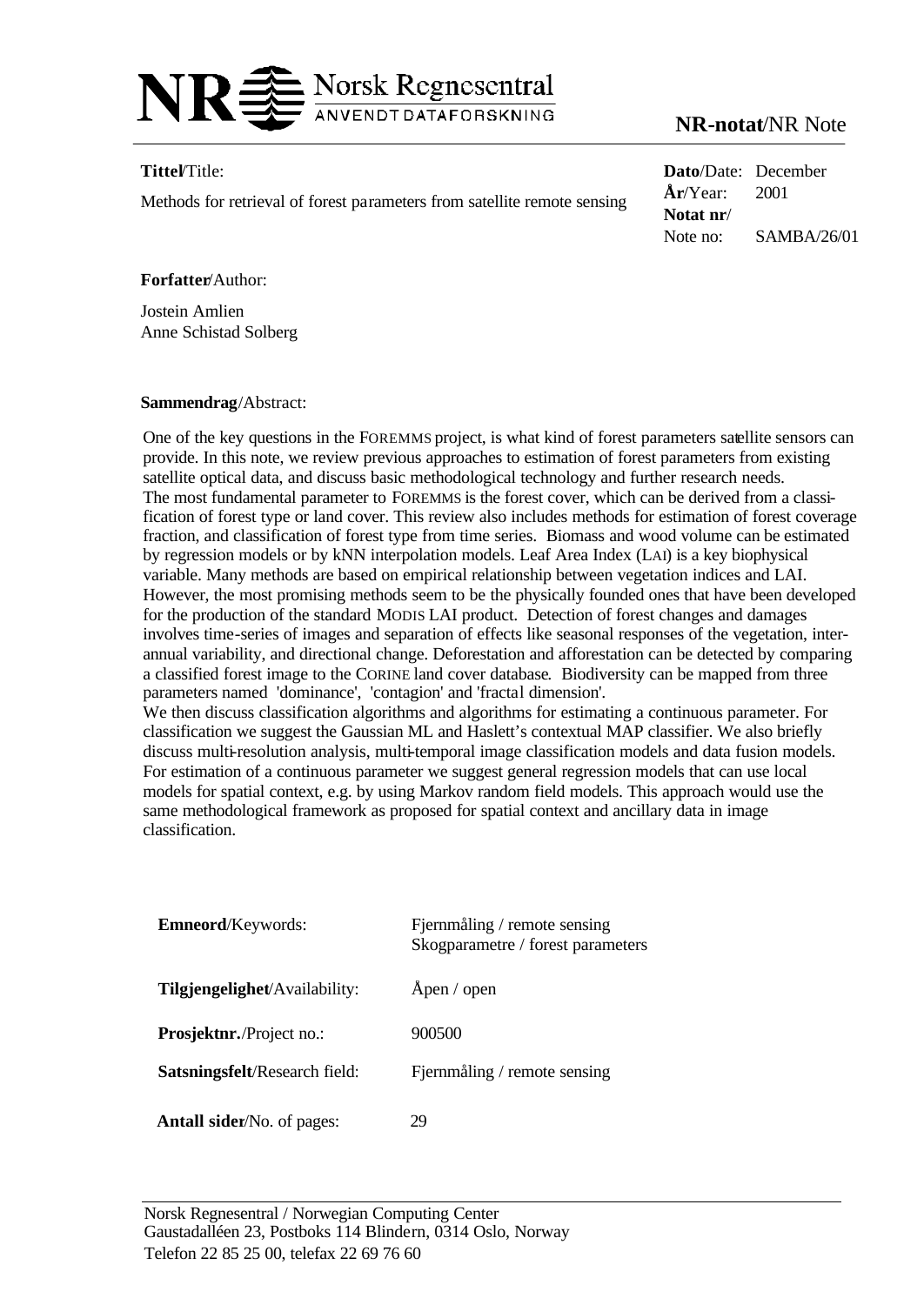**NR-notat/NR Note**

**Tittel/Title:**

Methods for retrieval of forest parameters from satellite remote sensing

**Dato/Date:** December
**År/Year:** 2001
**Notat nr/ Note no:** SAMBA/26/01

**Forfatter/Author:**

Jostein Amlien
Anne Schistad Solberg

**Sammendrag/Abstract:**

One of the key questions in the FOREMMS project, is what kind of forest parameters satellite sensors can provide. In this note, we review previous approaches to estimation of forest parameters from existing satellite optical data, and discuss basic methodological technology and further research needs.
The most fundamental parameter to FOREMMS is the forest cover, which can be derived from a classification of forest type or land cover. This review also includes methods for estimation of forest coverage fraction, and classification of forest type from time series. Biomass and wood volume can be estimated by regression models or by kNN interpolation models. Leaf Area Index (LAI) is a key biophysical variable. Many methods are based on empirical relationship between vegetation indices and LAI. However, the most promising methods seem to be the physically founded ones that have been developed for the production of the standard MODIS LAI product. Detection of forest changes and damages involves time-series of images and separation of effects like seasonal responses of the vegetation, inter-annual variability, and directional change. Deforestation and afforestation can be detected by comparing a classified forest image to the CORINE land cover database. Biodiversity can be mapped from three parameters named 'dominance', 'contagion' and 'fractal dimension'.
We then discuss classification algorithms and algorithms for estimating a continuous parameter. For classification we suggest the Gaussian ML and Haslett's contextual MAP classifier. We also briefly discuss multi-resolution analysis, multi-temporal image classification models and data fusion models. For estimation of a continuous parameter we suggest general regression models that can use local models for spatial context, e.g. by using Markov random field models. This approach would use the same methodological framework as proposed for spatial context and ancillary data in image classification.

| | |
|---|---|
| **Emneord/Keywords:** | Fjernmåling / remote sensing<br>Skogparametre / forest parameters |
| **Tilgjengelighet/Availability:** | Åpen / open |
| **Prosjektnr./Project no.:** | 900500 |
| **Satsningsfelt/Research field:** | Fjernmåling / remote sensing |
| **Antall sider/No. of pages:** | 29 |

Norsk Regnesentral / Norwegian Computing Center
Gaustadalléen 23, Postboks 114 Blindern, 0314 Oslo, Norway
Telefon 22 85 25 00, telefax 22 69 76 60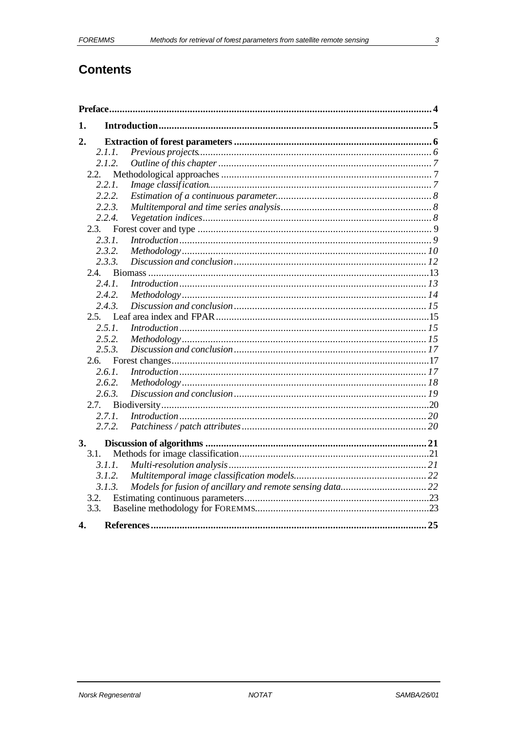# Contents

**Preface** .......... **4**

**1. Introduction** .......... **5**

**2. Extraction of forest parameters** .......... **6**

- *2.1.1. Previous projects* .......... *6*
- *2.1.2. Outline of this chapter* .......... *7*

2.2. Methodological approaches .......... 7

- *2.2.1. Image classification* .......... *7*
- *2.2.2. Estimation of a continuous parameter* .......... *8*
- *2.2.3. Multitemporal and time series analysis* .......... *8*
- *2.2.4. Vegetation indices* .......... *8*

2.3. Forest cover and type .......... 9

- *2.3.1. Introduction* .......... *9*
- *2.3.2. Methodology* .......... *10*
- *2.3.3. Discussion and conclusion* .......... *12*

2.4. Biomass .......... 13

- *2.4.1. Introduction* .......... *13*
- *2.4.2. Methodology* .......... *14*
- *2.4.3. Discussion and conclusion* .......... *15*

2.5. Leaf area index and FPAR .......... 15

- *2.5.1. Introduction* .......... *15*
- *2.5.2. Methodology* .......... *15*
- *2.5.3. Discussion and conclusion* .......... *17*

2.6. Forest changes .......... 17

- *2.6.1. Introduction* .......... *17*
- *2.6.2. Methodology* .......... *18*
- *2.6.3. Discussion and conclusion* .......... *19*

2.7. Biodiversity .......... 20

- *2.7.1. Introduction* .......... *20*
- *2.7.2. Patchiness / patch attributes* .......... *20*

**3. Discussion of algorithms** .......... **21**

3.1. Methods for image classification .......... 21

- *3.1.1. Multi-resolution analysis* .......... *21*
- *3.1.2. Multitemporal image classification models* .......... *22*
- *3.1.3. Models for fusion of ancillary and remote sensing data* .......... *22*

3.2. Estimating continuous parameters .......... 23

3.3. Baseline methodology for FOREMMS .......... 23

**4. References** .......... **25**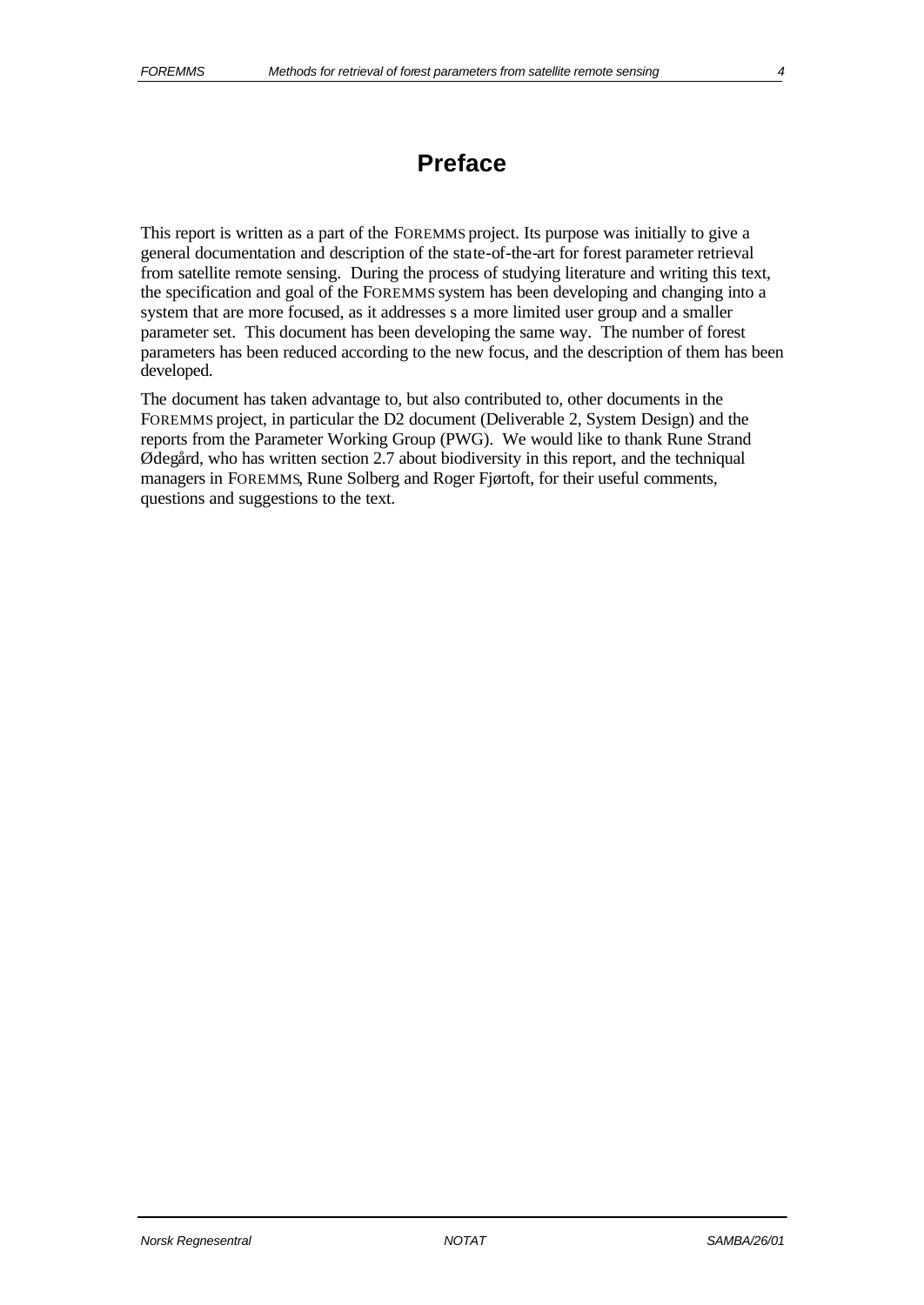# Preface

This report is written as a part of the FOREMMS project. Its purpose was initially to give a general documentation and description of the state-of-the-art for forest parameter retrieval from satellite remote sensing. During the process of studying literature and writing this text, the specification and goal of the FOREMMS system has been developing and changing into a system that are more focused, as it addresses s a more limited user group and a smaller parameter set. This document has been developing the same way. The number of forest parameters has been reduced according to the new focus, and the description of them has been developed.

The document has taken advantage to, but also contributed to, other documents in the FOREMMS project, in particular the D2 document (Deliverable 2, System Design) and the reports from the Parameter Working Group (PWG). We would like to thank Rune Strand Ødegård, who has written section 2.7 about biodiversity in this report, and the techniqual managers in FOREMMS, Rune Solberg and Roger Fjørtoft, for their useful comments, questions and suggestions to the text.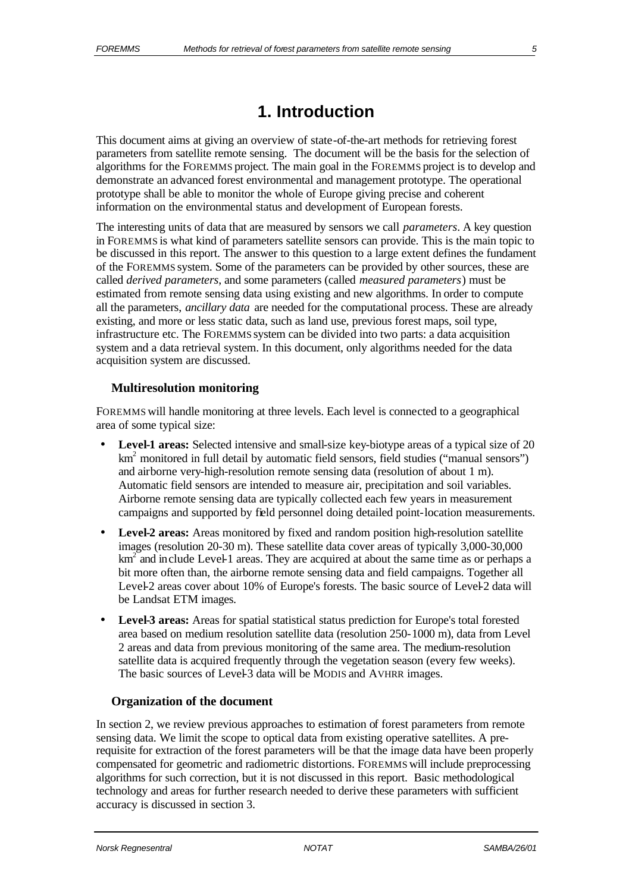# 1. Introduction

This document aims at giving an overview of state-of-the-art methods for retrieving forest parameters from satellite remote sensing. The document will be the basis for the selection of algorithms for the FOREMMS project. The main goal in the FOREMMS project is to develop and demonstrate an advanced forest environmental and management prototype. The operational prototype shall be able to monitor the whole of Europe giving precise and coherent information on the environmental status and development of European forests.

The interesting units of data that are measured by sensors we call *parameters*. A key question in FOREMMS is what kind of parameters satellite sensors can provide. This is the main topic to be discussed in this report. The answer to this question to a large extent defines the fundament of the FOREMMS system. Some of the parameters can be provided by other sources, these are called *derived parameters*, and some parameters (called *measured parameters*) must be estimated from remote sensing data using existing and new algorithms. In order to compute all the parameters, *ancillary data* are needed for the computational process. These are already existing, and more or less static data, such as land use, previous forest maps, soil type, infrastructure etc. The FOREMMS system can be divided into two parts: a data acquisition system and a data retrieval system. In this document, only algorithms needed for the data acquisition system are discussed.

### Multiresolution monitoring

FOREMMS will handle monitoring at three levels. Each level is connected to a geographical area of some typical size:

- **Level-1 areas:** Selected intensive and small-size key-biotype areas of a typical size of 20 $km^2$ monitored in full detail by automatic field sensors, field studies ("manual sensors") and airborne very-high-resolution remote sensing data (resolution of about 1 m). Automatic field sensors are intended to measure air, precipitation and soil variables. Airborne remote sensing data are typically collected each few years in measurement campaigns and supported by field personnel doing detailed point-location measurements.
- **Level-2 areas:** Areas monitored by fixed and random position high-resolution satellite images (resolution 20-30 m). These satellite data cover areas of typically 3,000-30,000 $km^2$ and include Level-1 areas. They are acquired at about the same time as or perhaps a bit more often than, the airborne remote sensing data and field campaigns. Together all Level-2 areas cover about 10% of Europe's forests. The basic source of Level-2 data will be Landsat ETM images.
- **Level-3 areas:** Areas for spatial statistical status prediction for Europe's total forested area based on medium resolution satellite data (resolution 250-1000 m), data from Level 2 areas and data from previous monitoring of the same area. The medium-resolution satellite data is acquired frequently through the vegetation season (every few weeks). The basic sources of Level-3 data will be MODIS and AVHRR images.

### Organization of the document

In section 2, we review previous approaches to estimation of forest parameters from remote sensing data. We limit the scope to optical data from existing operative satellites. A pre-requisite for extraction of the forest parameters will be that the image data have been properly compensated for geometric and radiometric distortions. FOREMMS will include preprocessing algorithms for such correction, but it is not discussed in this report. Basic methodological technology and areas for further research needed to derive these parameters with sufficient accuracy is discussed in section 3.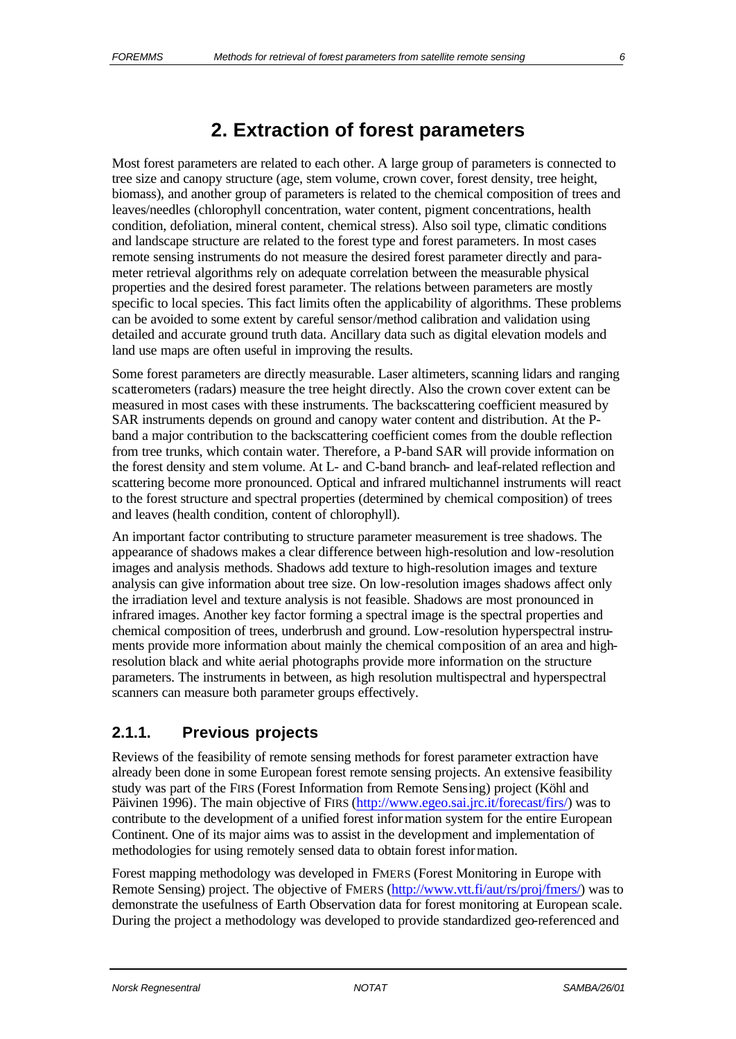# 2. Extraction of forest parameters

Most forest parameters are related to each other. A large group of parameters is connected to tree size and canopy structure (age, stem volume, crown cover, forest density, tree height, biomass), and another group of parameters is related to the chemical composition of trees and leaves/needles (chlorophyll concentration, water content, pigment concentrations, health condition, defoliation, mineral content, chemical stress). Also soil type, climatic conditions and landscape structure are related to the forest type and forest parameters. In most cases remote sensing instruments do not measure the desired forest parameter directly and parameter retrieval algorithms rely on adequate correlation between the measurable physical properties and the desired forest parameter. The relations between parameters are mostly specific to local species. This fact limits often the applicability of algorithms. These problems can be avoided to some extent by careful sensor/method calibration and validation using detailed and accurate ground truth data. Ancillary data such as digital elevation models and land use maps are often useful in improving the results.

Some forest parameters are directly measurable. Laser altimeters, scanning lidars and ranging scatterometers (radars) measure the tree height directly. Also the crown cover extent can be measured in most cases with these instruments. The backscattering coefficient measured by SAR instruments depends on ground and canopy water content and distribution. At the P-band a major contribution to the backscattering coefficient comes from the double reflection from tree trunks, which contain water. Therefore, a P-band SAR will provide information on the forest density and stem volume. At L- and C-band branch- and leaf-related reflection and scattering become more pronounced. Optical and infrared multichannel instruments will react to the forest structure and spectral properties (determined by chemical composition) of trees and leaves (health condition, content of chlorophyll).

An important factor contributing to structure parameter measurement is tree shadows. The appearance of shadows makes a clear difference between high-resolution and low-resolution images and analysis methods. Shadows add texture to high-resolution images and texture analysis can give information about tree size. On low-resolution images shadows affect only the irradiation level and texture analysis is not feasible. Shadows are most pronounced in infrared images. Another key factor forming a spectral image is the spectral properties and chemical composition of trees, underbrush and ground. Low-resolution hyperspectral instruments provide more information about mainly the chemical composition of an area and high-resolution black and white aerial photographs provide more information on the structure parameters. The instruments in between, as high resolution multispectral and hyperspectral scanners can measure both parameter groups effectively.

## 2.1.1. Previous projects

Reviews of the feasibility of remote sensing methods for forest parameter extraction have already been done in some European forest remote sensing projects. An extensive feasibility study was part of the FIRS (Forest Information from Remote Sensing) project (Köhl and Päivinen 1996). The main objective of FIRS (http://www.egeo.sai.jrc.it/forecast/firs/) was to contribute to the development of a unified forest information system for the entire European Continent. One of its major aims was to assist in the development and implementation of methodologies for using remotely sensed data to obtain forest information.

Forest mapping methodology was developed in FMERS (Forest Monitoring in Europe with Remote Sensing) project. The objective of FMERS (http://www.vtt.fi/aut/rs/proj/fmers/) was to demonstrate the usefulness of Earth Observation data for forest monitoring at European scale. During the project a methodology was developed to provide standardized geo-referenced and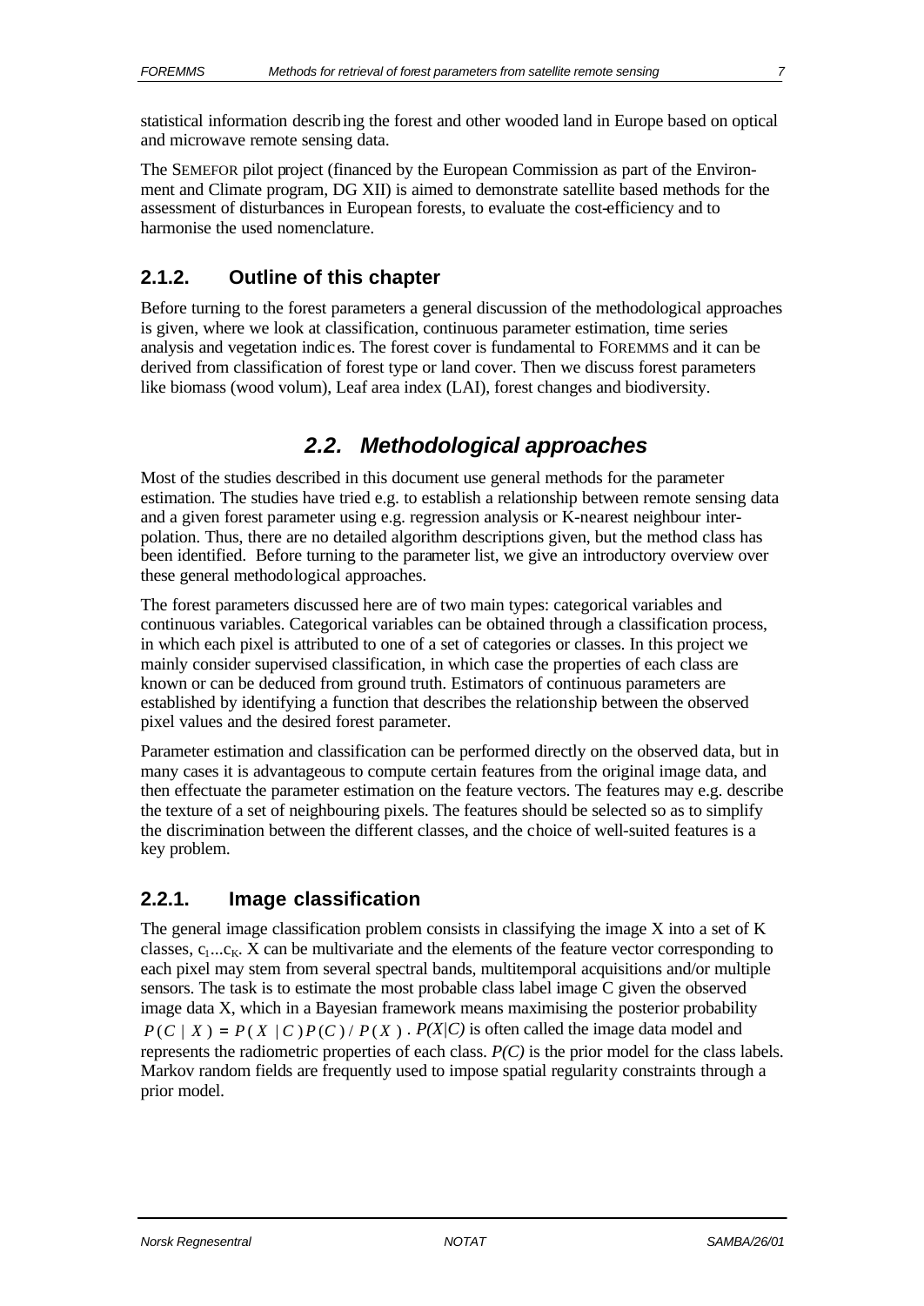statistical information describing the forest and other wooded land in Europe based on optical and microwave remote sensing data.

The SEMEFOR pilot project (financed by the European Commission as part of the Environment and Climate program, DG XII) is aimed to demonstrate satellite based methods for the assessment of disturbances in European forests, to evaluate the cost-efficiency and to harmonise the used nomenclature.

### 2.1.2. Outline of this chapter

Before turning to the forest parameters a general discussion of the methodological approaches is given, where we look at classification, continuous parameter estimation, time series analysis and vegetation indices. The forest cover is fundamental to FOREMMS and it can be derived from classification of forest type or land cover. Then we discuss forest parameters like biomass (wood volum), Leaf area index (LAI), forest changes and biodiversity.

## *2.2. Methodological approaches*

Most of the studies described in this document use general methods for the parameter estimation. The studies have tried e.g. to establish a relationship between remote sensing data and a given forest parameter using e.g. regression analysis or K-nearest neighbour interpolation. Thus, there are no detailed algorithm descriptions given, but the method class has been identified. Before turning to the parameter list, we give an introductory overview over these general methodological approaches.

The forest parameters discussed here are of two main types: categorical variables and continuous variables. Categorical variables can be obtained through a classification process, in which each pixel is attributed to one of a set of categories or classes. In this project we mainly consider supervised classification, in which case the properties of each class are known or can be deduced from ground truth. Estimators of continuous parameters are established by identifying a function that describes the relationship between the observed pixel values and the desired forest parameter.

Parameter estimation and classification can be performed directly on the observed data, but in many cases it is advantageous to compute certain features from the original image data, and then effectuate the parameter estimation on the feature vectors. The features may e.g. describe the texture of a set of neighbouring pixels. The features should be selected so as to simplify the discrimination between the different classes, and the choice of well-suited features is a key problem.

### 2.2.1. Image classification

The general image classification problem consists in classifying the image X into a set of K classes, $c_1 \ldots c_K$. X can be multivariate and the elements of the feature vector corresponding to each pixel may stem from several spectral bands, multitemporal acquisitions and/or multiple sensors. The task is to estimate the most probable class label image C given the observed image data X, which in a Bayesian framework means maximising the posterior probability $P(C \mid X) = P(X \mid C)P(C) / P(X)$ . *P(X|C)* is often called the image data model and represents the radiometric properties of each class. *P(C)* is the prior model for the class labels. Markov random fields are frequently used to impose spatial regularity constraints through a prior model.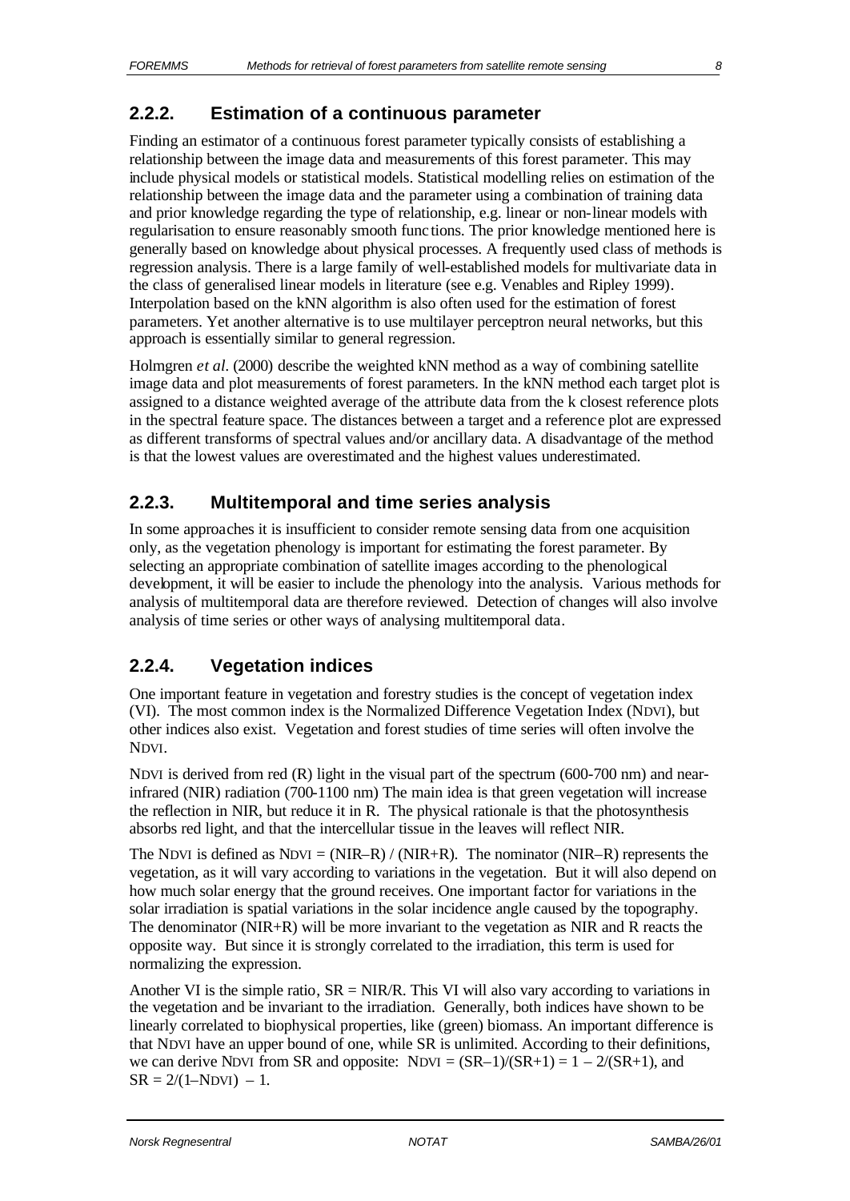### 2.2.2. Estimation of a continuous parameter

Finding an estimator of a continuous forest parameter typically consists of establishing a relationship between the image data and measurements of this forest parameter. This may include physical models or statistical models. Statistical modelling relies on estimation of the relationship between the image data and the parameter using a combination of training data and prior knowledge regarding the type of relationship, e.g. linear or non-linear models with regularisation to ensure reasonably smooth functions. The prior knowledge mentioned here is generally based on knowledge about physical processes. A frequently used class of methods is regression analysis. There is a large family of well-established models for multivariate data in the class of generalised linear models in literature (see e.g. Venables and Ripley 1999). Interpolation based on the kNN algorithm is also often used for the estimation of forest parameters. Yet another alternative is to use multilayer perceptron neural networks, but this approach is essentially similar to general regression.

Holmgren *et al.* (2000) describe the weighted kNN method as a way of combining satellite image data and plot measurements of forest parameters. In the kNN method each target plot is assigned to a distance weighted average of the attribute data from the k closest reference plots in the spectral feature space. The distances between a target and a reference plot are expressed as different transforms of spectral values and/or ancillary data. A disadvantage of the method is that the lowest values are overestimated and the highest values underestimated.

### 2.2.3. Multitemporal and time series analysis

In some approaches it is insufficient to consider remote sensing data from one acquisition only, as the vegetation phenology is important for estimating the forest parameter. By selecting an appropriate combination of satellite images according to the phenological development, it will be easier to include the phenology into the analysis. Various methods for analysis of multitemporal data are therefore reviewed. Detection of changes will also involve analysis of time series or other ways of analysing multitemporal data.

### 2.2.4. Vegetation indices

One important feature in vegetation and forestry studies is the concept of vegetation index (VI). The most common index is the Normalized Difference Vegetation Index (NDVI), but other indices also exist. Vegetation and forest studies of time series will often involve the NDVI.

NDVI is derived from red (R) light in the visual part of the spectrum (600-700 nm) and near-infrared (NIR) radiation (700-1100 nm) The main idea is that green vegetation will increase the reflection in NIR, but reduce it in R. The physical rationale is that the photosynthesis absorbs red light, and that the intercellular tissue in the leaves will reflect NIR.

The NDVI is defined as $\text{NDVI} = (\text{NIR}–\text{R}) / (\text{NIR}+\text{R})$. The nominator (NIR–R) represents the vegetation, as it will vary according to variations in the vegetation. But it will also depend on how much solar energy that the ground receives. One important factor for variations in the solar irradiation is spatial variations in the solar incidence angle caused by the topography. The denominator (NIR+R) will be more invariant to the vegetation as NIR and R reacts the opposite way. But since it is strongly correlated to the irradiation, this term is used for normalizing the expression.

Another VI is the simple ratio, $\text{SR} = \text{NIR}/\text{R}$. This VI will also vary according to variations in the vegetation and be invariant to the irradiation. Generally, both indices have shown to be linearly correlated to biophysical properties, like (green) biomass. An important difference is that NDVI have an upper bound of one, while SR is unlimited. According to their definitions, we can derive NDVI from SR and opposite: $\text{NDVI} = (\text{SR}–1)/(\text{SR}+1) = 1 – 2/(\text{SR}+1)$, and $\text{SR} = 2/(1–\text{NDVI}) – 1$.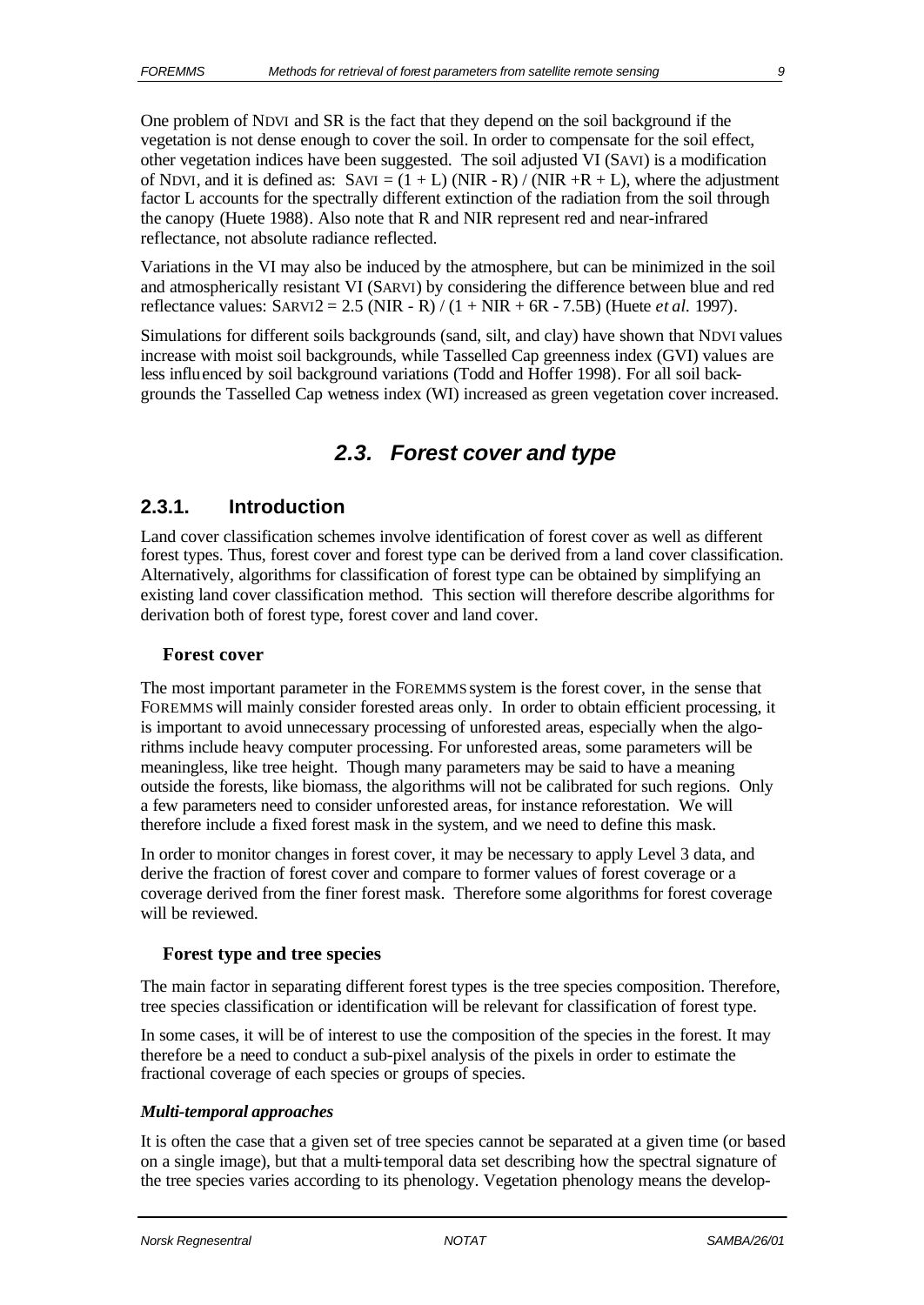One problem of NDVI and SR is the fact that they depend on the soil background if the vegetation is not dense enough to cover the soil. In order to compensate for the soil effect, other vegetation indices have been suggested. The soil adjusted VI (SAVI) is a modification of NDVI, and it is defined as: $SAVI = (1 + L)(NIR - R) / (NIR + R + L)$, where the adjustment factor L accounts for the spectrally different extinction of the radiation from the soil through the canopy (Huete 1988). Also note that R and NIR represent red and near-infrared reflectance, not absolute radiance reflected.

Variations in the VI may also be induced by the atmosphere, but can be minimized in the soil and atmospherically resistant VI (SARVI) by considering the difference between blue and red reflectance values: $SARVI2 = 2.5\,(NIR - R) / (1 + NIR + 6R - 7.5B)$ (Huete *et al.* 1997).

Simulations for different soils backgrounds (sand, silt, and clay) have shown that NDVI values increase with moist soil backgrounds, while Tasselled Cap greenness index (GVI) values are less influenced by soil background variations (Todd and Hoffer 1998). For all soil backgrounds the Tasselled Cap wetness index (WI) increased as green vegetation cover increased.

## 2.3. Forest cover and type

### 2.3.1. Introduction

Land cover classification schemes involve identification of forest cover as well as different forest types. Thus, forest cover and forest type can be derived from a land cover classification. Alternatively, algorithms for classification of forest type can be obtained by simplifying an existing land cover classification method. This section will therefore describe algorithms for derivation both of forest type, forest cover and land cover.

#### Forest cover

The most important parameter in the FOREMMS system is the forest cover, in the sense that FOREMMS will mainly consider forested areas only. In order to obtain efficient processing, it is important to avoid unnecessary processing of unforested areas, especially when the algorithms include heavy computer processing. For unforested areas, some parameters will be meaningless, like tree height. Though many parameters may be said to have a meaning outside the forests, like biomass, the algorithms will not be calibrated for such regions. Only a few parameters need to consider unforested areas, for instance reforestation. We will therefore include a fixed forest mask in the system, and we need to define this mask.

In order to monitor changes in forest cover, it may be necessary to apply Level 3 data, and derive the fraction of forest cover and compare to former values of forest coverage or a coverage derived from the finer forest mask. Therefore some algorithms for forest coverage will be reviewed.

#### Forest type and tree species

The main factor in separating different forest types is the tree species composition. Therefore, tree species classification or identification will be relevant for classification of forest type.

In some cases, it will be of interest to use the composition of the species in the forest. It may therefore be a need to conduct a sub-pixel analysis of the pixels in order to estimate the fractional coverage of each species or groups of species.

#### *Multi-temporal approaches*

It is often the case that a given set of tree species cannot be separated at a given time (or based on a single image), but that a multi-temporal data set describing how the spectral signature of the tree species varies according to its phenology. Vegetation phenology means the develop-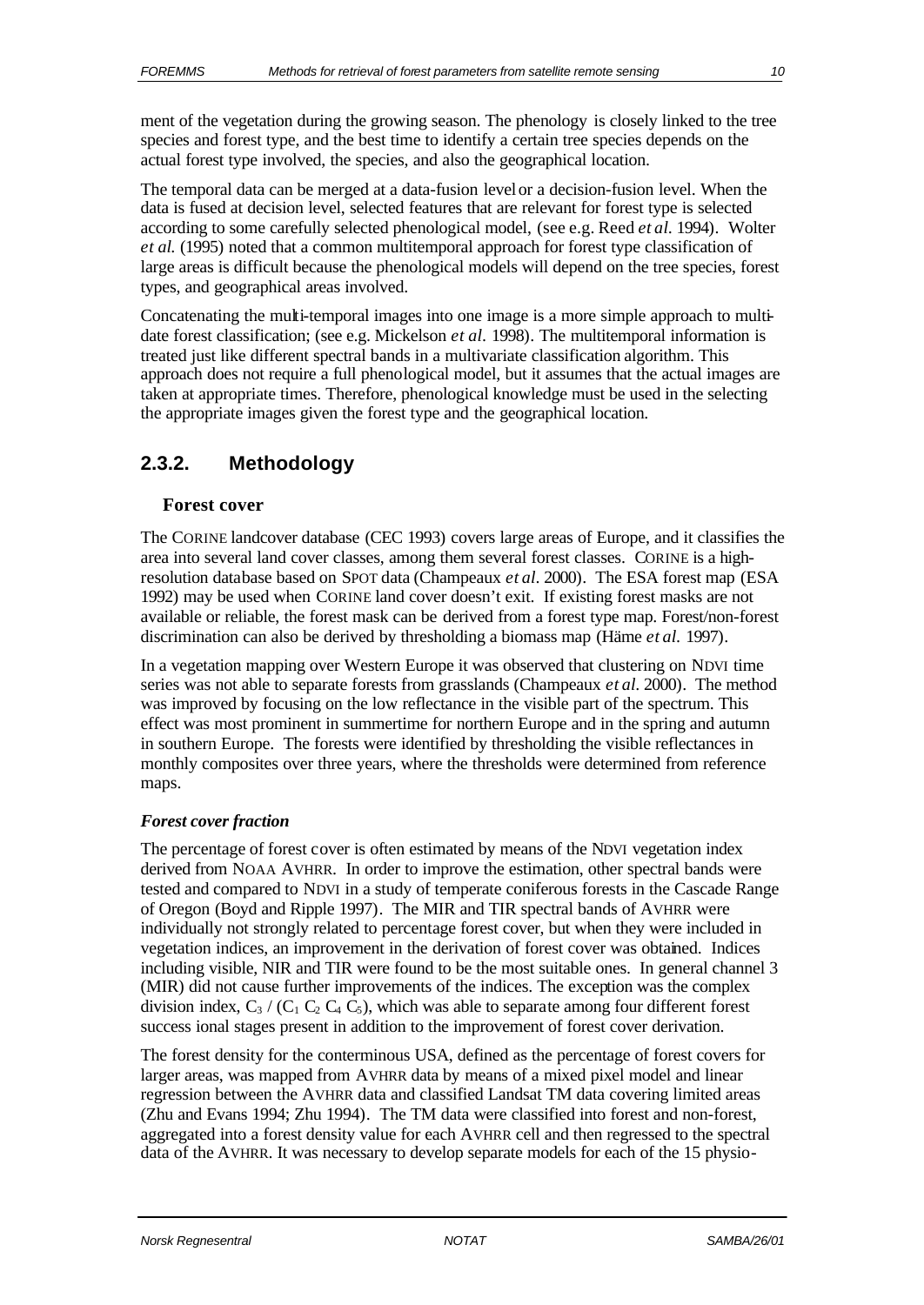ment of the vegetation during the growing season. The phenology is closely linked to the tree species and forest type, and the best time to identify a certain tree species depends on the actual forest type involved, the species, and also the geographical location.

The temporal data can be merged at a data-fusion level or a decision-fusion level. When the data is fused at decision level, selected features that are relevant for forest type is selected according to some carefully selected phenological model, (see e.g. Reed *et al.* 1994). Wolter *et al.* (1995) noted that a common multitemporal approach for forest type classification of large areas is difficult because the phenological models will depend on the tree species, forest types, and geographical areas involved.

Concatenating the multi-temporal images into one image is a more simple approach to multi-date forest classification; (see e.g. Mickelson *et al.* 1998). The multitemporal information is treated just like different spectral bands in a multivariate classification algorithm. This approach does not require a full phenological model, but it assumes that the actual images are taken at appropriate times. Therefore, phenological knowledge must be used in the selecting the appropriate images given the forest type and the geographical location.

## 2.3.2. Methodology

### Forest cover

The CORINE landcover database (CEC 1993) covers large areas of Europe, and it classifies the area into several land cover classes, among them several forest classes. CORINE is a high-resolution database based on SPOT data (Champeaux *et al.* 2000). The ESA forest map (ESA 1992) may be used when CORINE land cover doesn't exit. If existing forest masks are not available or reliable, the forest mask can be derived from a forest type map. Forest/non-forest discrimination can also be derived by thresholding a biomass map (Häme *et al.* 1997).

In a vegetation mapping over Western Europe it was observed that clustering on NDVI time series was not able to separate forests from grasslands (Champeaux *et al.* 2000). The method was improved by focusing on the low reflectance in the visible part of the spectrum. This effect was most prominent in summertime for northern Europe and in the spring and autumn in southern Europe. The forests were identified by thresholding the visible reflectances in monthly composites over three years, where the thresholds were determined from reference maps.

#### *Forest cover fraction*

The percentage of forest cover is often estimated by means of the NDVI vegetation index derived from NOAA AVHRR. In order to improve the estimation, other spectral bands were tested and compared to NDVI in a study of temperate coniferous forests in the Cascade Range of Oregon (Boyd and Ripple 1997). The MIR and TIR spectral bands of AVHRR were individually not strongly related to percentage forest cover, but when they were included in vegetation indices, an improvement in the derivation of forest cover was obtained. Indices including visible, NIR and TIR were found to be the most suitable ones. In general channel 3 (MIR) did not cause further improvements of the indices. The exception was the complex division index, $C_3 / (C_1 C_2 C_4 C_5)$, which was able to separate among four different forest success ional stages present in addition to the improvement of forest cover derivation.

The forest density for the conterminous USA, defined as the percentage of forest covers for larger areas, was mapped from AVHRR data by means of a mixed pixel model and linear regression between the AVHRR data and classified Landsat TM data covering limited areas (Zhu and Evans 1994; Zhu 1994). The TM data were classified into forest and non-forest, aggregated into a forest density value for each AVHRR cell and then regressed to the spectral data of the AVHRR. It was necessary to develop separate models for each of the 15 physio-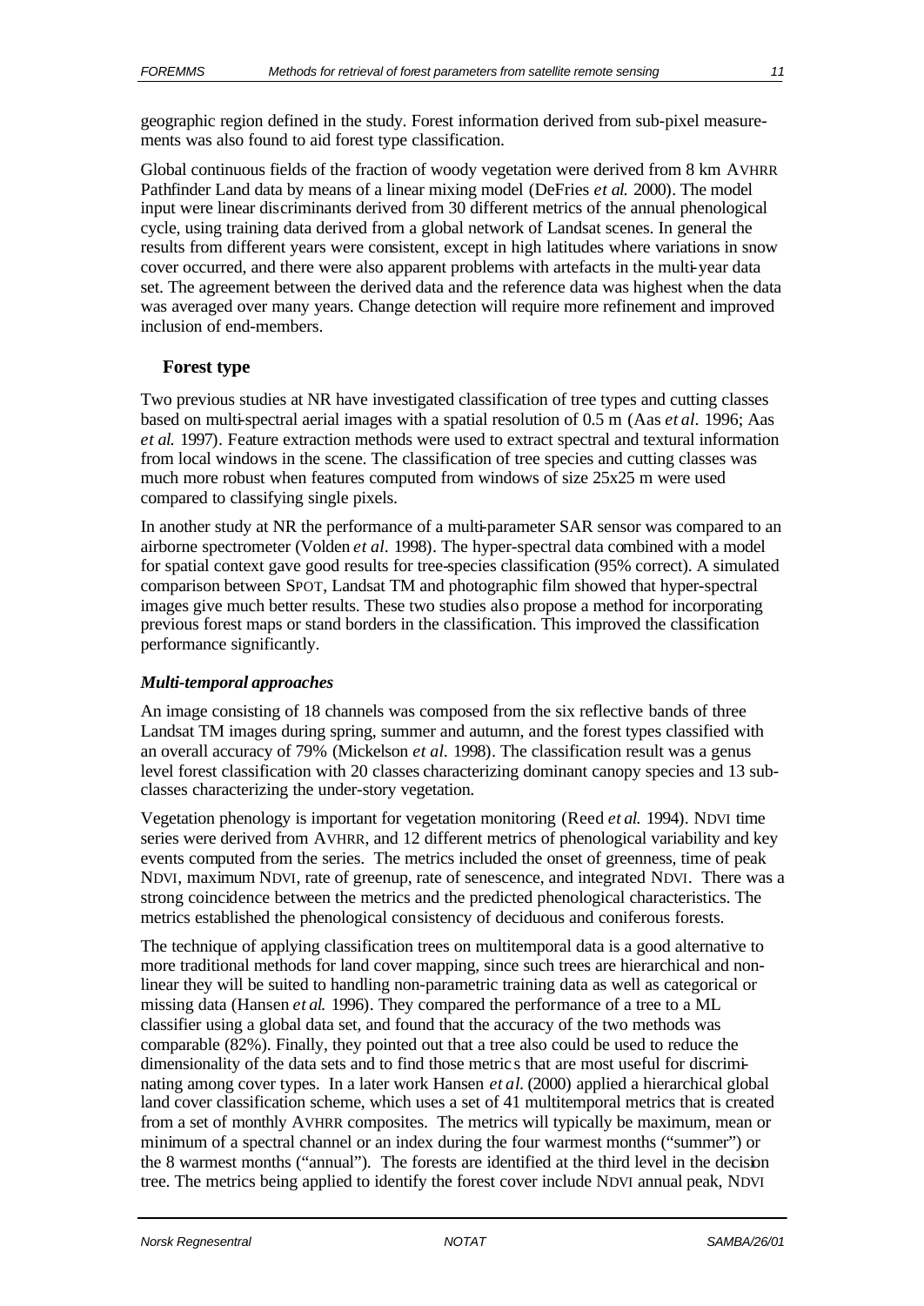geographic region defined in the study. Forest information derived from sub-pixel measurements was also found to aid forest type classification.

Global continuous fields of the fraction of woody vegetation were derived from 8 km AVHRR Pathfinder Land data by means of a linear mixing model (DeFries *et al.* 2000). The model input were linear discriminants derived from 30 different metrics of the annual phenological cycle, using training data derived from a global network of Landsat scenes. In general the results from different years were consistent, except in high latitudes where variations in snow cover occurred, and there were also apparent problems with artefacts in the multi-year data set. The agreement between the derived data and the reference data was highest when the data was averaged over many years. Change detection will require more refinement and improved inclusion of end-members.

## Forest type

Two previous studies at NR have investigated classification of tree types and cutting classes based on multi-spectral aerial images with a spatial resolution of 0.5 m (Aas *et al.* 1996; Aas *et al.* 1997). Feature extraction methods were used to extract spectral and textural information from local windows in the scene. The classification of tree species and cutting classes was much more robust when features computed from windows of size 25x25 m were used compared to classifying single pixels.

In another study at NR the performance of a multi-parameter SAR sensor was compared to an airborne spectrometer (Volden *et al.* 1998). The hyper-spectral data combined with a model for spatial context gave good results for tree-species classification (95% correct). A simulated comparison between SPOT, Landsat TM and photographic film showed that hyper-spectral images give much better results. These two studies also propose a method for incorporating previous forest maps or stand borders in the classification. This improved the classification performance significantly.

### *Multi-temporal approaches*

An image consisting of 18 channels was composed from the six reflective bands of three Landsat TM images during spring, summer and autumn, and the forest types classified with an overall accuracy of 79% (Mickelson *et al.* 1998). The classification result was a genus level forest classification with 20 classes characterizing dominant canopy species and 13 sub-classes characterizing the under-story vegetation.

Vegetation phenology is important for vegetation monitoring (Reed *et al.* 1994). NDVI time series were derived from AVHRR, and 12 different metrics of phenological variability and key events computed from the series. The metrics included the onset of greenness, time of peak NDVI, maximum NDVI, rate of greenup, rate of senescence, and integrated NDVI. There was a strong coincidence between the metrics and the predicted phenological characteristics. The metrics established the phenological consistency of deciduous and coniferous forests.

The technique of applying classification trees on multitemporal data is a good alternative to more traditional methods for land cover mapping, since such trees are hierarchical and non-linear they will be suited to handling non-parametric training data as well as categorical or missing data (Hansen *et al.* 1996). They compared the performance of a tree to a ML classifier using a global data set, and found that the accuracy of the two methods was comparable (82%). Finally, they pointed out that a tree also could be used to reduce the dimensionality of the data sets and to find those metrics that are most useful for discriminating among cover types. In a later work Hansen *et al.* (2000) applied a hierarchical global land cover classification scheme, which uses a set of 41 multitemporal metrics that is created from a set of monthly AVHRR composites. The metrics will typically be maximum, mean or minimum of a spectral channel or an index during the four warmest months ("summer") or the 8 warmest months ("annual"). The forests are identified at the third level in the decision tree. The metrics being applied to identify the forest cover include NDVI annual peak, NDVI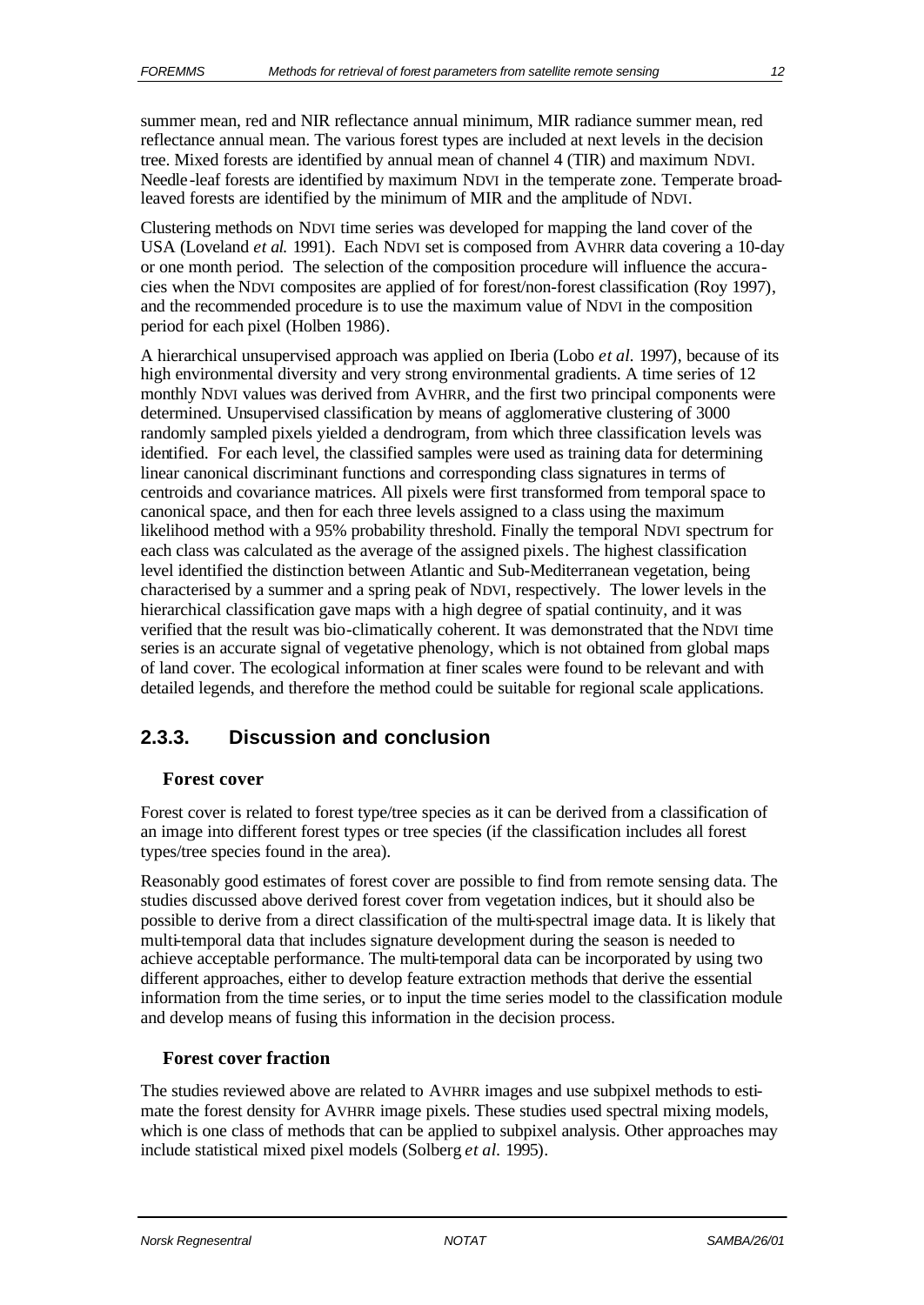summer mean, red and NIR reflectance annual minimum, MIR radiance summer mean, red reflectance annual mean. The various forest types are included at next levels in the decision tree. Mixed forests are identified by annual mean of channel 4 (TIR) and maximum NDVI. Needle-leaf forests are identified by maximum NDVI in the temperate zone. Temperate broad-leaved forests are identified by the minimum of MIR and the amplitude of NDVI.

Clustering methods on NDVI time series was developed for mapping the land cover of the USA (Loveland *et al.* 1991). Each NDVI set is composed from AVHRR data covering a 10-day or one month period. The selection of the composition procedure will influence the accuracies when the NDVI composites are applied of for forest/non-forest classification (Roy 1997), and the recommended procedure is to use the maximum value of NDVI in the composition period for each pixel (Holben 1986).

A hierarchical unsupervised approach was applied on Iberia (Lobo *et al.* 1997), because of its high environmental diversity and very strong environmental gradients. A time series of 12 monthly NDVI values was derived from AVHRR, and the first two principal components were determined. Unsupervised classification by means of agglomerative clustering of 3000 randomly sampled pixels yielded a dendrogram, from which three classification levels was identified. For each level, the classified samples were used as training data for determining linear canonical discriminant functions and corresponding class signatures in terms of centroids and covariance matrices. All pixels were first transformed from temporal space to canonical space, and then for each three levels assigned to a class using the maximum likelihood method with a 95% probability threshold. Finally the temporal NDVI spectrum for each class was calculated as the average of the assigned pixels. The highest classification level identified the distinction between Atlantic and Sub-Mediterranean vegetation, being characterised by a summer and a spring peak of NDVI, respectively. The lower levels in the hierarchical classification gave maps with a high degree of spatial continuity, and it was verified that the result was bio-climatically coherent. It was demonstrated that the NDVI time series is an accurate signal of vegetative phenology, which is not obtained from global maps of land cover. The ecological information at finer scales were found to be relevant and with detailed legends, and therefore the method could be suitable for regional scale applications.

## 2.3.3. Discussion and conclusion

### Forest cover

Forest cover is related to forest type/tree species as it can be derived from a classification of an image into different forest types or tree species (if the classification includes all forest types/tree species found in the area).

Reasonably good estimates of forest cover are possible to find from remote sensing data. The studies discussed above derived forest cover from vegetation indices, but it should also be possible to derive from a direct classification of the multi-spectral image data. It is likely that multi-temporal data that includes signature development during the season is needed to achieve acceptable performance. The multi-temporal data can be incorporated by using two different approaches, either to develop feature extraction methods that derive the essential information from the time series, or to input the time series model to the classification module and develop means of fusing this information in the decision process.

### Forest cover fraction

The studies reviewed above are related to AVHRR images and use subpixel methods to estimate the forest density for AVHRR image pixels. These studies used spectral mixing models, which is one class of methods that can be applied to subpixel analysis. Other approaches may include statistical mixed pixel models (Solberg *et al.* 1995).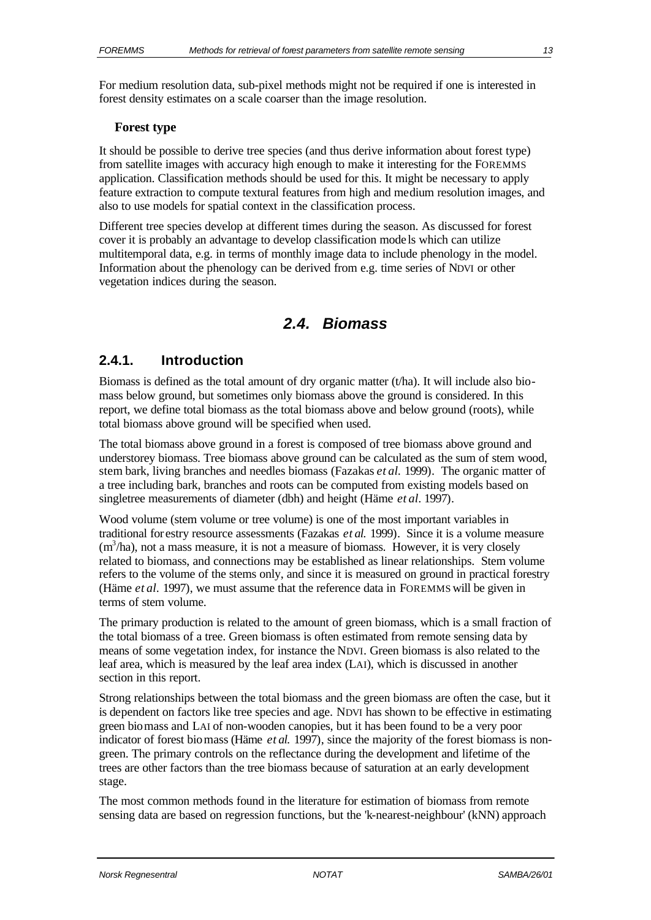For medium resolution data, sub-pixel methods might not be required if one is interested in forest density estimates on a scale coarser than the image resolution.

**Forest type**

It should be possible to derive tree species (and thus derive information about forest type) from satellite images with accuracy high enough to make it interesting for the FOREMMS application. Classification methods should be used for this. It might be necessary to apply feature extraction to compute textural features from high and medium resolution images, and also to use models for spatial context in the classification process.

Different tree species develop at different times during the season. As discussed for forest cover it is probably an advantage to develop classification models which can utilize multitemporal data, e.g. in terms of monthly image data to include phenology in the model. Information about the phenology can be derived from e.g. time series of NDVI or other vegetation indices during the season.

## 2.4. Biomass

### 2.4.1. Introduction

Biomass is defined as the total amount of dry organic matter (t/ha). It will include also biomass below ground, but sometimes only biomass above the ground is considered. In this report, we define total biomass as the total biomass above and below ground (roots), while total biomass above ground will be specified when used.

The total biomass above ground in a forest is composed of tree biomass above ground and understorey biomass. Tree biomass above ground can be calculated as the sum of stem wood, stem bark, living branches and needles biomass (Fazakas *et al.* 1999). The organic matter of a tree including bark, branches and roots can be computed from existing models based on singletree measurements of diameter (dbh) and height (Häme *et al.* 1997).

Wood volume (stem volume or tree volume) is one of the most important variables in traditional forestry resource assessments (Fazakas *et al.* 1999). Since it is a volume measure ($m^3$/ha), not a mass measure, it is not a measure of biomass. However, it is very closely related to biomass, and connections may be established as linear relationships. Stem volume refers to the volume of the stems only, and since it is measured on ground in practical forestry (Häme *et al.* 1997), we must assume that the reference data in FOREMMS will be given in terms of stem volume.

The primary production is related to the amount of green biomass, which is a small fraction of the total biomass of a tree. Green biomass is often estimated from remote sensing data by means of some vegetation index, for instance the NDVI. Green biomass is also related to the leaf area, which is measured by the leaf area index (LAI), which is discussed in another section in this report.

Strong relationships between the total biomass and the green biomass are often the case, but it is dependent on factors like tree species and age. NDVI has shown to be effective in estimating green biomass and LAI of non-wooden canopies, but it has been found to be a very poor indicator of forest biomass (Häme *et al.* 1997), since the majority of the forest biomass is non-green. The primary controls on the reflectance during the development and lifetime of the trees are other factors than the tree biomass because of saturation at an early development stage.

The most common methods found in the literature for estimation of biomass from remote sensing data are based on regression functions, but the 'k-nearest-neighbour' (kNN) approach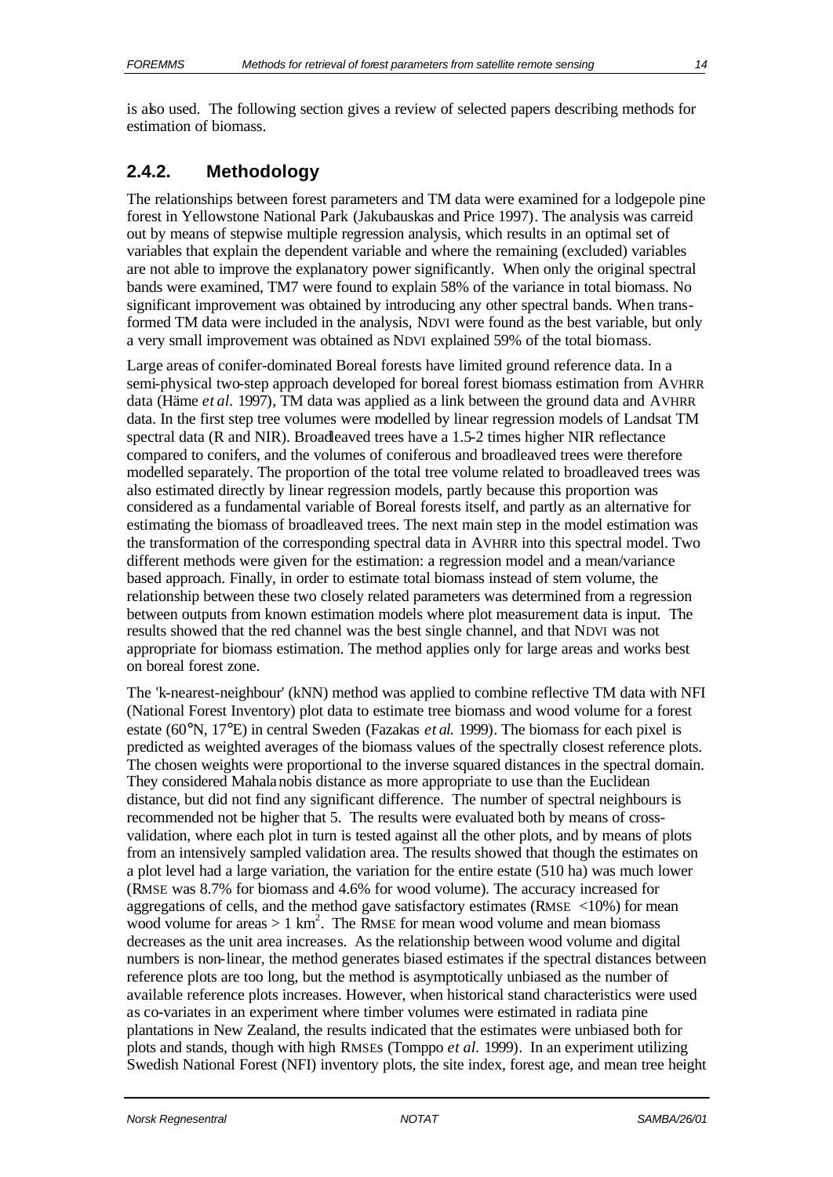is also used. The following section gives a review of selected papers describing methods for estimation of biomass.

### 2.4.2. Methodology

The relationships between forest parameters and TM data were examined for a lodgepole pine forest in Yellowstone National Park (Jakubauskas and Price 1997). The analysis was carreid out by means of stepwise multiple regression analysis, which results in an optimal set of variables that explain the dependent variable and where the remaining (excluded) variables are not able to improve the explanatory power significantly. When only the original spectral bands were examined, TM7 were found to explain 58% of the variance in total biomass. No significant improvement was obtained by introducing any other spectral bands. When transformed TM data were included in the analysis, NDVI were found as the best variable, but only a very small improvement was obtained as NDVI explained 59% of the total biomass.

Large areas of conifer-dominated Boreal forests have limited ground reference data. In a semi-physical two-step approach developed for boreal forest biomass estimation from AVHRR data (Häme *et al.* 1997), TM data was applied as a link between the ground data and AVHRR data. In the first step tree volumes were modelled by linear regression models of Landsat TM spectral data (R and NIR). Broadleaved trees have a 1.5-2 times higher NIR reflectance compared to conifers, and the volumes of coniferous and broadleaved trees were therefore modelled separately. The proportion of the total tree volume related to broadleaved trees was also estimated directly by linear regression models, partly because this proportion was considered as a fundamental variable of Boreal forests itself, and partly as an alternative for estimating the biomass of broadleaved trees. The next main step in the model estimation was the transformation of the corresponding spectral data in AVHRR into this spectral model. Two different methods were given for the estimation: a regression model and a mean/variance based approach. Finally, in order to estimate total biomass instead of stem volume, the relationship between these two closely related parameters was determined from a regression between outputs from known estimation models where plot measurement data is input. The results showed that the red channel was the best single channel, and that NDVI was not appropriate for biomass estimation. The method applies only for large areas and works best on boreal forest zone.

The 'k-nearest-neighbour' (kNN) method was applied to combine reflective TM data with NFI (National Forest Inventory) plot data to estimate tree biomass and wood volume for a forest estate (60°N, 17°E) in central Sweden (Fazakas *et al.* 1999). The biomass for each pixel is predicted as weighted averages of the biomass values of the spectrally closest reference plots. The chosen weights were proportional to the inverse squared distances in the spectral domain. They considered Mahalanobis distance as more appropriate to use than the Euclidean distance, but did not find any significant difference. The number of spectral neighbours is recommended not be higher that 5. The results were evaluated both by means of cross-validation, where each plot in turn is tested against all the other plots, and by means of plots from an intensively sampled validation area. The results showed that though the estimates on a plot level had a large variation, the variation for the entire estate (510 ha) was much lower (RMSE was 8.7% for biomass and 4.6% for wood volume). The accuracy increased for aggregations of cells, and the method gave satisfactory estimates (RMSE <10%) for mean wood volume for areas > 1 km$^2$. The RMSE for mean wood volume and mean biomass decreases as the unit area increases. As the relationship between wood volume and digital numbers is non-linear, the method generates biased estimates if the spectral distances between reference plots are too long, but the method is asymptotically unbiased as the number of available reference plots increases. However, when historical stand characteristics were used as co-variates in an experiment where timber volumes were estimated in radiata pine plantations in New Zealand, the results indicated that the estimates were unbiased both for plots and stands, though with high RMSEs (Tomppo *et al.* 1999). In an experiment utilizing Swedish National Forest (NFI) inventory plots, the site index, forest age, and mean tree height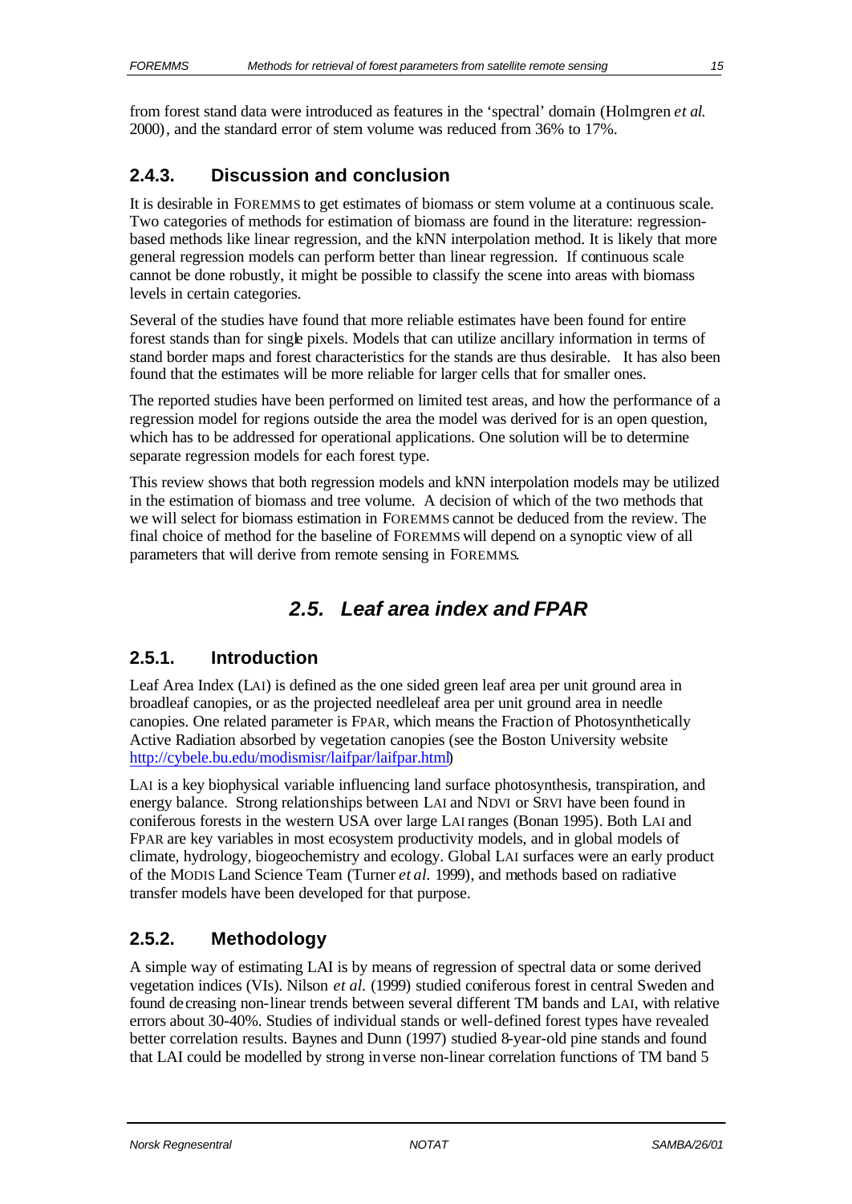from forest stand data were introduced as features in the 'spectral' domain (Holmgren *et al.* 2000), and the standard error of stem volume was reduced from 36% to 17%.

### 2.4.3. Discussion and conclusion

It is desirable in FOREMMS to get estimates of biomass or stem volume at a continuous scale. Two categories of methods for estimation of biomass are found in the literature: regression-based methods like linear regression, and the kNN interpolation method. It is likely that more general regression models can perform better than linear regression. If continuous scale cannot be done robustly, it might be possible to classify the scene into areas with biomass levels in certain categories.

Several of the studies have found that more reliable estimates have been found for entire forest stands than for single pixels. Models that can utilize ancillary information in terms of stand border maps and forest characteristics for the stands are thus desirable. It has also been found that the estimates will be more reliable for larger cells that for smaller ones.

The reported studies have been performed on limited test areas, and how the performance of a regression model for regions outside the area the model was derived for is an open question, which has to be addressed for operational applications. One solution will be to determine separate regression models for each forest type.

This review shows that both regression models and kNN interpolation models may be utilized in the estimation of biomass and tree volume. A decision of which of the two methods that we will select for biomass estimation in FOREMMS cannot be deduced from the review. The final choice of method for the baseline of FOREMMS will depend on a synoptic view of all parameters that will derive from remote sensing in FOREMMS.

## *2.5. Leaf area index and FPAR*

### 2.5.1. Introduction

Leaf Area Index (LAI) is defined as the one sided green leaf area per unit ground area in broadleaf canopies, or as the projected needleleaf area per unit ground area in needle canopies. One related parameter is FPAR, which means the Fraction of Photosynthetically Active Radiation absorbed by vegetation canopies (see the Boston University website http://cybele.bu.edu/modismisr/laifpar/laifpar.html)

LAI is a key biophysical variable influencing land surface photosynthesis, transpiration, and energy balance. Strong relationships between LAI and NDVI or SRVI have been found in coniferous forests in the western USA over large LAI ranges (Bonan 1995). Both LAI and FPAR are key variables in most ecosystem productivity models, and in global models of climate, hydrology, biogeochemistry and ecology. Global LAI surfaces were an early product of the MODIS Land Science Team (Turner *et al.* 1999), and methods based on radiative transfer models have been developed for that purpose.

### 2.5.2. Methodology

A simple way of estimating LAI is by means of regression of spectral data or some derived vegetation indices (VIs). Nilson *et al.* (1999) studied coniferous forest in central Sweden and found decreasing non-linear trends between several different TM bands and LAI, with relative errors about 30-40%. Studies of individual stands or well-defined forest types have revealed better correlation results. Baynes and Dunn (1997) studied 8-year-old pine stands and found that LAI could be modelled by strong inverse non-linear correlation functions of TM band 5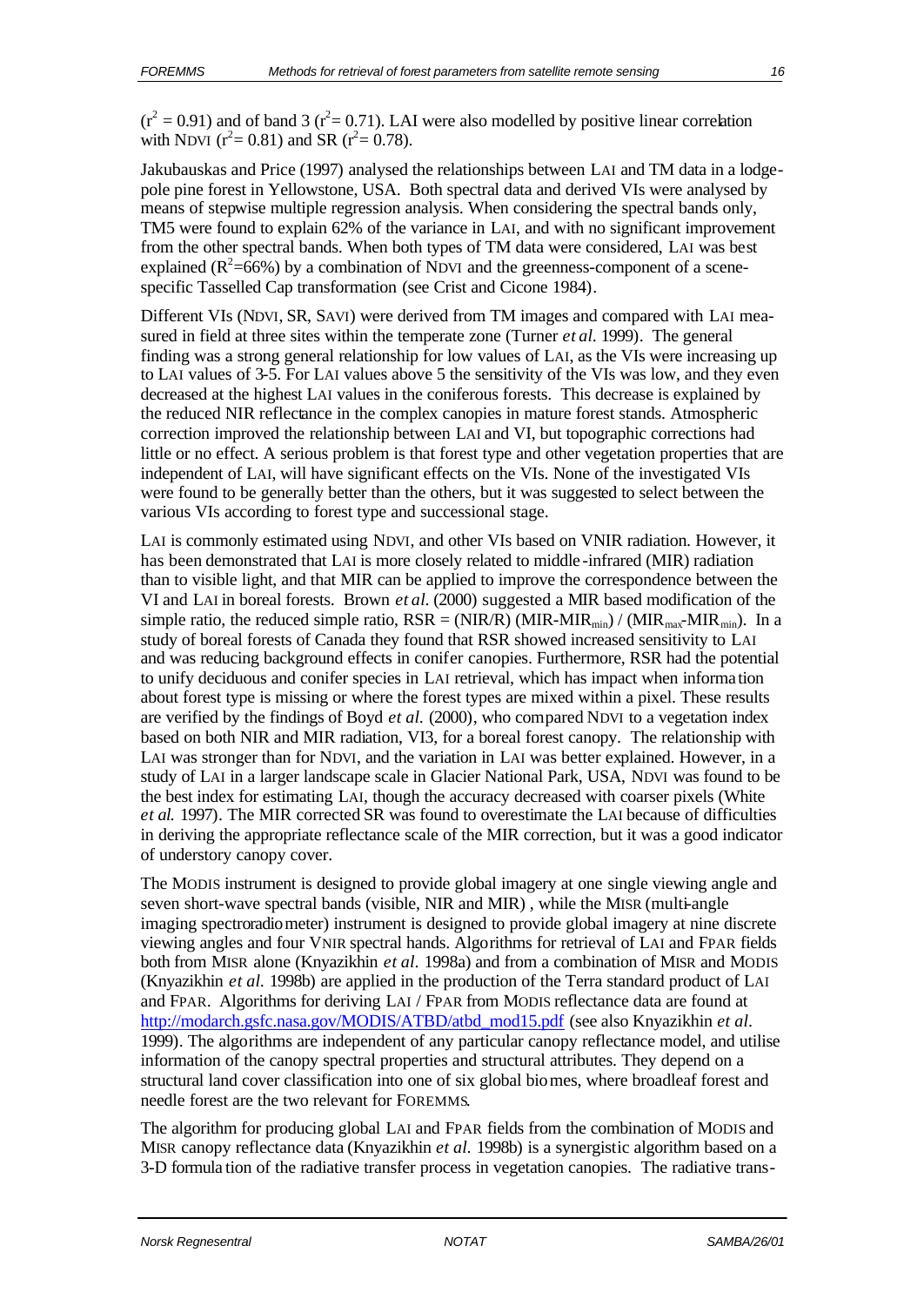($r^2 = 0.91$) and of band 3 ($r^2 = 0.71$). LAI were also modelled by positive linear correlation with NDVI ($r^2 = 0.81$) and SR ($r^2 = 0.78$).

Jakubauskas and Price (1997) analysed the relationships between LAI and TM data in a lodge-pole pine forest in Yellowstone, USA. Both spectral data and derived VIs were analysed by means of stepwise multiple regression analysis. When considering the spectral bands only, TM5 were found to explain 62% of the variance in LAI, and with no significant improvement from the other spectral bands. When both types of TM data were considered, LAI was best explained ($R^2$=66%) by a combination of NDVI and the greenness-component of a scene-specific Tasselled Cap transformation (see Crist and Cicone 1984).

Different VIs (NDVI, SR, SAVI) were derived from TM images and compared with LAI measured in field at three sites within the temperate zone (Turner *et al.* 1999). The general finding was a strong general relationship for low values of LAI, as the VIs were increasing up to LAI values of 3-5. For LAI values above 5 the sensitivity of the VIs was low, and they even decreased at the highest LAI values in the coniferous forests. This decrease is explained by the reduced NIR reflectance in the complex canopies in mature forest stands. Atmospheric correction improved the relationship between LAI and VI, but topographic corrections had little or no effect. A serious problem is that forest type and other vegetation properties that are independent of LAI, will have significant effects on the VIs. None of the investigated VIs were found to be generally better than the others, but it was suggested to select between the various VIs according to forest type and successional stage.

LAI is commonly estimated using NDVI, and other VIs based on VNIR radiation. However, it has been demonstrated that LAI is more closely related to middle-infrared (MIR) radiation than to visible light, and that MIR can be applied to improve the correspondence between the VI and LAI in boreal forests. Brown *et al.* (2000) suggested a MIR based modification of the simple ratio, the reduced simple ratio, $RSR = (NIR/R)\,(MIR-MIR_{min}) / (MIR_{max}-MIR_{min})$. In a study of boreal forests of Canada they found that RSR showed increased sensitivity to LAI and was reducing background effects in conifer canopies. Furthermore, RSR had the potential to unify deciduous and conifer species in LAI retrieval, which has impact when information about forest type is missing or where the forest types are mixed within a pixel. These results are verified by the findings of Boyd *et al.* (2000), who compared NDVI to a vegetation index based on both NIR and MIR radiation, VI3, for a boreal forest canopy. The relationship with LAI was stronger than for NDVI, and the variation in LAI was better explained. However, in a study of LAI in a larger landscape scale in Glacier National Park, USA, NDVI was found to be the best index for estimating LAI, though the accuracy decreased with coarser pixels (White *et al.* 1997). The MIR corrected SR was found to overestimate the LAI because of difficulties in deriving the appropriate reflectance scale of the MIR correction, but it was a good indicator of understory canopy cover.

The MODIS instrument is designed to provide global imagery at one single viewing angle and seven short-wave spectral bands (visible, NIR and MIR), while the MISR (multi-angle imaging spectroradiometer) instrument is designed to provide global imagery at nine discrete viewing angles and four VNIR spectral hands. Algorithms for retrieval of LAI and FPAR fields both from MISR alone (Knyazikhin *et al.* 1998a) and from a combination of MISR and MODIS (Knyazikhin *et al.* 1998b) are applied in the production of the Terra standard product of LAI and FPAR. Algorithms for deriving LAI / FPAR from MODIS reflectance data are found at http://modarch.gsfc.nasa.gov/MODIS/ATBD/atbd_mod15.pdf (see also Knyazikhin *et al.* 1999). The algorithms are independent of any particular canopy reflectance model, and utilise information of the canopy spectral properties and structural attributes. They depend on a structural land cover classification into one of six global biomes, where broadleaf forest and needle forest are the two relevant for FOREMMS.

The algorithm for producing global LAI and FPAR fields from the combination of MODIS and MISR canopy reflectance data (Knyazikhin *et al.* 1998b) is a synergistic algorithm based on a 3-D formulation of the radiative transfer process in vegetation canopies. The radiative trans-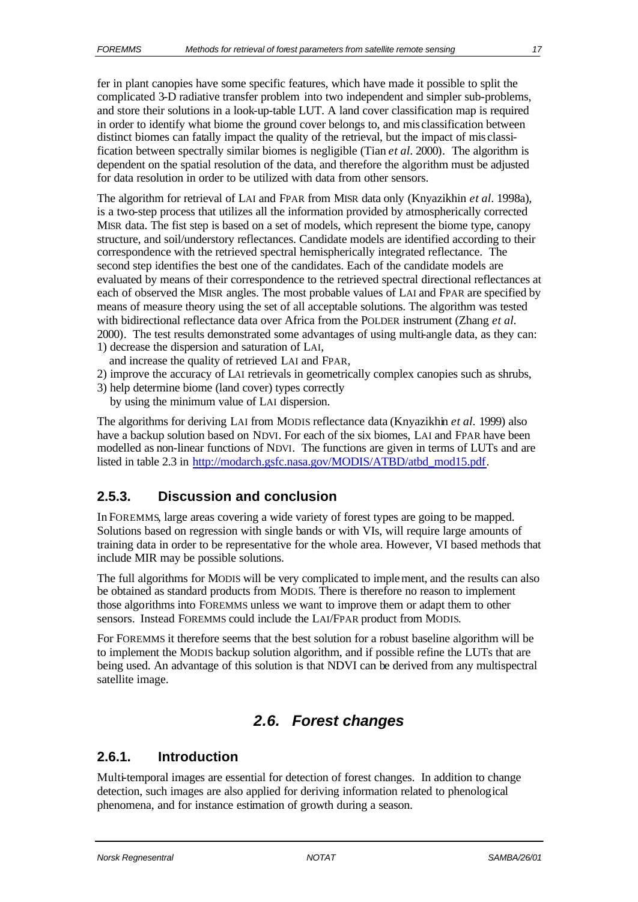fer in plant canopies have some specific features, which have made it possible to split the complicated 3-D radiative transfer problem into two independent and simpler sub-problems, and store their solutions in a look-up-table LUT. A land cover classification map is required in order to identify what biome the ground cover belongs to, and misclassification between distinct biomes can fatally impact the quality of the retrieval, but the impact of misclassification between spectrally similar biomes is negligible (Tian *et al*. 2000). The algorithm is dependent on the spatial resolution of the data, and therefore the algorithm must be adjusted for data resolution in order to be utilized with data from other sensors.

The algorithm for retrieval of LAI and FPAR from MISR data only (Knyazikhin *et al*. 1998a), is a two-step process that utilizes all the information provided by atmospherically corrected MISR data. The fist step is based on a set of models, which represent the biome type, canopy structure, and soil/understory reflectances. Candidate models are identified according to their correspondence with the retrieved spectral hemispherically integrated reflectance. The second step identifies the best one of the candidates. Each of the candidate models are evaluated by means of their correspondence to the retrieved spectral directional reflectances at each of observed the MISR angles. The most probable values of LAI and FPAR are specified by means of measure theory using the set of all acceptable solutions. The algorithm was tested with bidirectional reflectance data over Africa from the POLDER instrument (Zhang *et al*. 2000). The test results demonstrated some advantages of using multi-angle data, as they can:

1) decrease the dispersion and saturation of LAI,
   and increase the quality of retrieved LAI and FPAR,
2) improve the accuracy of LAI retrievals in geometrically complex canopies such as shrubs,
3) help determine biome (land cover) types correctly
   by using the minimum value of LAI dispersion.

The algorithms for deriving LAI from MODIS reflectance data (Knyazikhin *et al*. 1999) also have a backup solution based on NDVI. For each of the six biomes, LAI and FPAR have been modelled as non-linear functions of NDVI. The functions are given in terms of LUTs and are listed in table 2.3 in http://modarch.gsfc.nasa.gov/MODIS/ATBD/atbd_mod15.pdf.

### 2.5.3. Discussion and conclusion

In FOREMMS, large areas covering a wide variety of forest types are going to be mapped. Solutions based on regression with single bands or with VIs, will require large amounts of training data in order to be representative for the whole area. However, VI based methods that include MIR may be possible solutions.

The full algorithms for MODIS will be very complicated to implement, and the results can also be obtained as standard products from MODIS. There is therefore no reason to implement those algorithms into FOREMMS unless we want to improve them or adapt them to other sensors. Instead FOREMMS could include the LAI/FPAR product from MODIS.

For FOREMMS it therefore seems that the best solution for a robust baseline algorithm will be to implement the MODIS backup solution algorithm, and if possible refine the LUTs that are being used. An advantage of this solution is that NDVI can be derived from any multispectral satellite image.

## *2.6. Forest changes*

### 2.6.1. Introduction

Multi-temporal images are essential for detection of forest changes. In addition to change detection, such images are also applied for deriving information related to phenological phenomena, and for instance estimation of growth during a season.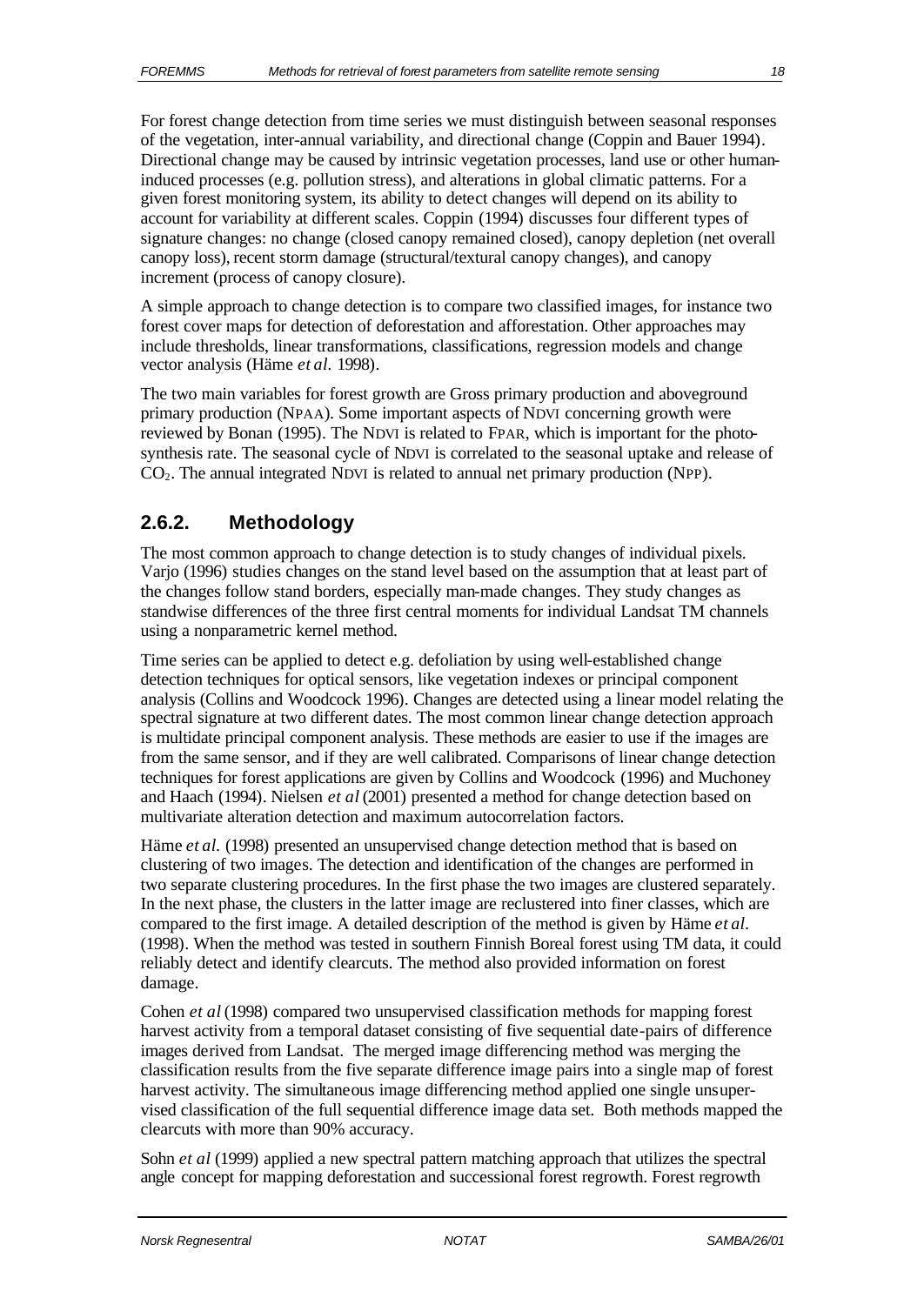For forest change detection from time series we must distinguish between seasonal responses of the vegetation, inter-annual variability, and directional change (Coppin and Bauer 1994). Directional change may be caused by intrinsic vegetation processes, land use or other human-induced processes (e.g. pollution stress), and alterations in global climatic patterns. For a given forest monitoring system, its ability to detect changes will depend on its ability to account for variability at different scales. Coppin (1994) discusses four different types of signature changes: no change (closed canopy remained closed), canopy depletion (net overall canopy loss), recent storm damage (structural/textural canopy changes), and canopy increment (process of canopy closure).

A simple approach to change detection is to compare two classified images, for instance two forest cover maps for detection of deforestation and afforestation. Other approaches may include thresholds, linear transformations, classifications, regression models and change vector analysis (Häme *et al.* 1998).

The two main variables for forest growth are Gross primary production and aboveground primary production (NPAA). Some important aspects of NDVI concerning growth were reviewed by Bonan (1995). The NDVI is related to FPAR, which is important for the photosynthesis rate. The seasonal cycle of NDVI is correlated to the seasonal uptake and release of $CO_2$. The annual integrated NDVI is related to annual net primary production (NPP).

## 2.6.2. Methodology

The most common approach to change detection is to study changes of individual pixels. Varjo (1996) studies changes on the stand level based on the assumption that at least part of the changes follow stand borders, especially man-made changes. They study changes as standwise differences of the three first central moments for individual Landsat TM channels using a nonparametric kernel method.

Time series can be applied to detect e.g. defoliation by using well-established change detection techniques for optical sensors, like vegetation indexes or principal component analysis (Collins and Woodcock 1996). Changes are detected using a linear model relating the spectral signature at two different dates. The most common linear change detection approach is multidate principal component analysis. These methods are easier to use if the images are from the same sensor, and if they are well calibrated. Comparisons of linear change detection techniques for forest applications are given by Collins and Woodcock (1996) and Muchoney and Haach (1994). Nielsen *et al* (2001) presented a method for change detection based on multivariate alteration detection and maximum autocorrelation factors.

Häme *et al.* (1998) presented an unsupervised change detection method that is based on clustering of two images. The detection and identification of the changes are performed in two separate clustering procedures. In the first phase the two images are clustered separately. In the next phase, the clusters in the latter image are reclustered into finer classes, which are compared to the first image. A detailed description of the method is given by Häme *et al.* (1998). When the method was tested in southern Finnish Boreal forest using TM data, it could reliably detect and identify clearcuts. The method also provided information on forest damage.

Cohen *et al* (1998) compared two unsupervised classification methods for mapping forest harvest activity from a temporal dataset consisting of five sequential date-pairs of difference images derived from Landsat. The merged image differencing method was merging the classification results from the five separate difference image pairs into a single map of forest harvest activity. The simultaneous image differencing method applied one single unsupervised classification of the full sequential difference image data set. Both methods mapped the clearcuts with more than 90% accuracy.

Sohn *et al* (1999) applied a new spectral pattern matching approach that utilizes the spectral angle concept for mapping deforestation and successional forest regrowth. Forest regrowth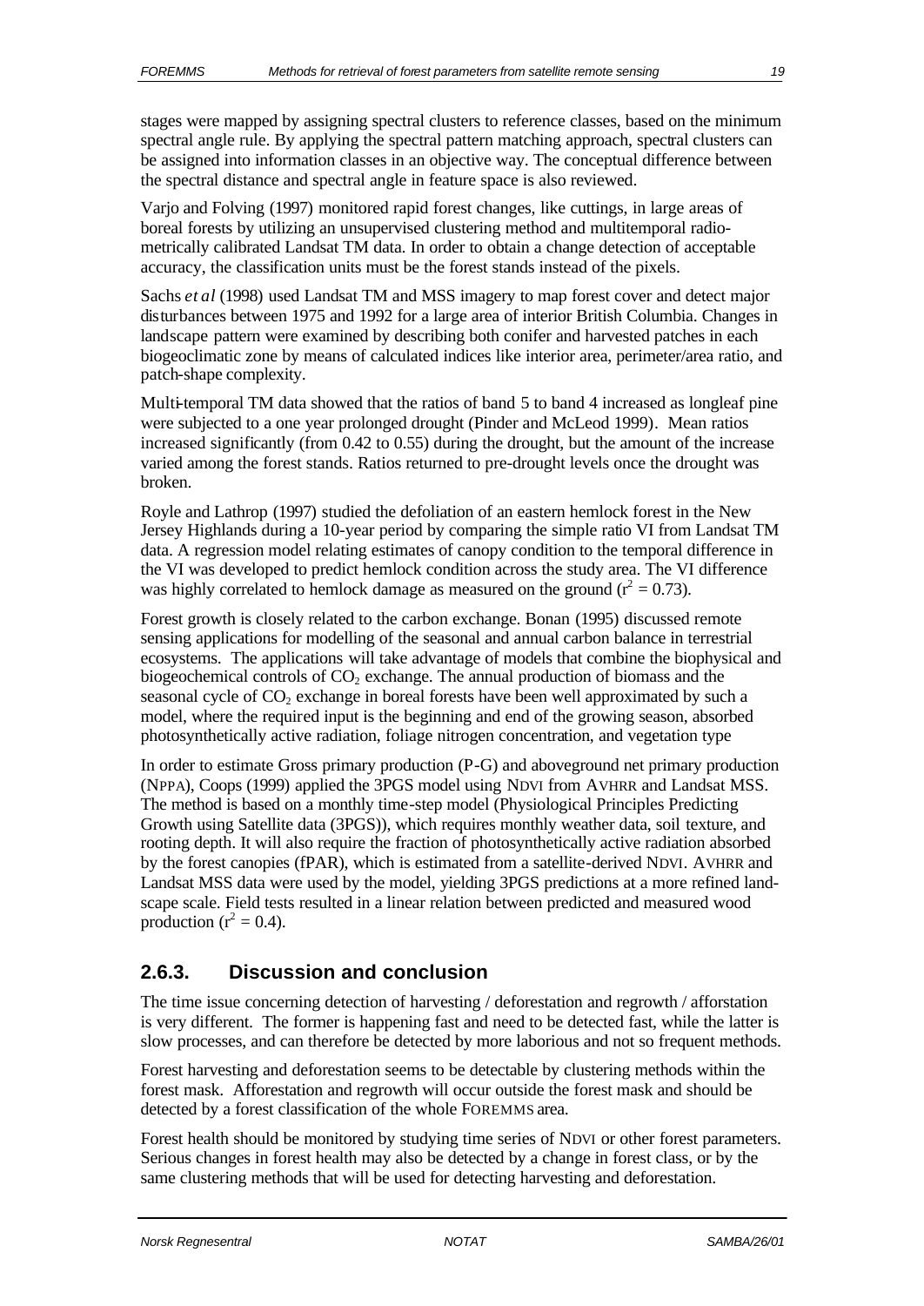stages were mapped by assigning spectral clusters to reference classes, based on the minimum spectral angle rule. By applying the spectral pattern matching approach, spectral clusters can be assigned into information classes in an objective way. The conceptual difference between the spectral distance and spectral angle in feature space is also reviewed.

Varjo and Folving (1997) monitored rapid forest changes, like cuttings, in large areas of boreal forests by utilizing an unsupervised clustering method and multitemporal radiometrically calibrated Landsat TM data. In order to obtain a change detection of acceptable accuracy, the classification units must be the forest stands instead of the pixels.

Sachs *et al* (1998) used Landsat TM and MSS imagery to map forest cover and detect major disturbances between 1975 and 1992 for a large area of interior British Columbia. Changes in landscape pattern were examined by describing both conifer and harvested patches in each biogeoclimatic zone by means of calculated indices like interior area, perimeter/area ratio, and patch-shape complexity.

Multi-temporal TM data showed that the ratios of band 5 to band 4 increased as longleaf pine were subjected to a one year prolonged drought (Pinder and McLeod 1999). Mean ratios increased significantly (from 0.42 to 0.55) during the drought, but the amount of the increase varied among the forest stands. Ratios returned to pre-drought levels once the drought was broken.

Royle and Lathrop (1997) studied the defoliation of an eastern hemlock forest in the New Jersey Highlands during a 10-year period by comparing the simple ratio VI from Landsat TM data. A regression model relating estimates of canopy condition to the temporal difference in the VI was developed to predict hemlock condition across the study area. The VI difference was highly correlated to hemlock damage as measured on the ground ($r^2 = 0.73$).

Forest growth is closely related to the carbon exchange. Bonan (1995) discussed remote sensing applications for modelling of the seasonal and annual carbon balance in terrestrial ecosystems. The applications will take advantage of models that combine the biophysical and biogeochemical controls of $CO_2$ exchange. The annual production of biomass and the seasonal cycle of $CO_2$ exchange in boreal forests have been well approximated by such a model, where the required input is the beginning and end of the growing season, absorbed photosynthetically active radiation, foliage nitrogen concentration, and vegetation type

In order to estimate Gross primary production (P-G) and aboveground net primary production (NPPA), Coops (1999) applied the 3PGS model using NDVI from AVHRR and Landsat MSS. The method is based on a monthly time-step model (Physiological Principles Predicting Growth using Satellite data (3PGS)), which requires monthly weather data, soil texture, and rooting depth. It will also require the fraction of photosynthetically active radiation absorbed by the forest canopies (fPAR), which is estimated from a satellite-derived NDVI. AVHRR and Landsat MSS data were used by the model, yielding 3PGS predictions at a more refined landscape scale. Field tests resulted in a linear relation between predicted and measured wood production ($r^2 = 0.4$).

## 2.6.3. Discussion and conclusion

The time issue concerning detection of harvesting / deforestation and regrowth / afforstation is very different. The former is happening fast and need to be detected fast, while the latter is slow processes, and can therefore be detected by more laborious and not so frequent methods.

Forest harvesting and deforestation seems to be detectable by clustering methods within the forest mask. Afforestation and regrowth will occur outside the forest mask and should be detected by a forest classification of the whole FOREMMS area.

Forest health should be monitored by studying time series of NDVI or other forest parameters. Serious changes in forest health may also be detected by a change in forest class, or by the same clustering methods that will be used for detecting harvesting and deforestation.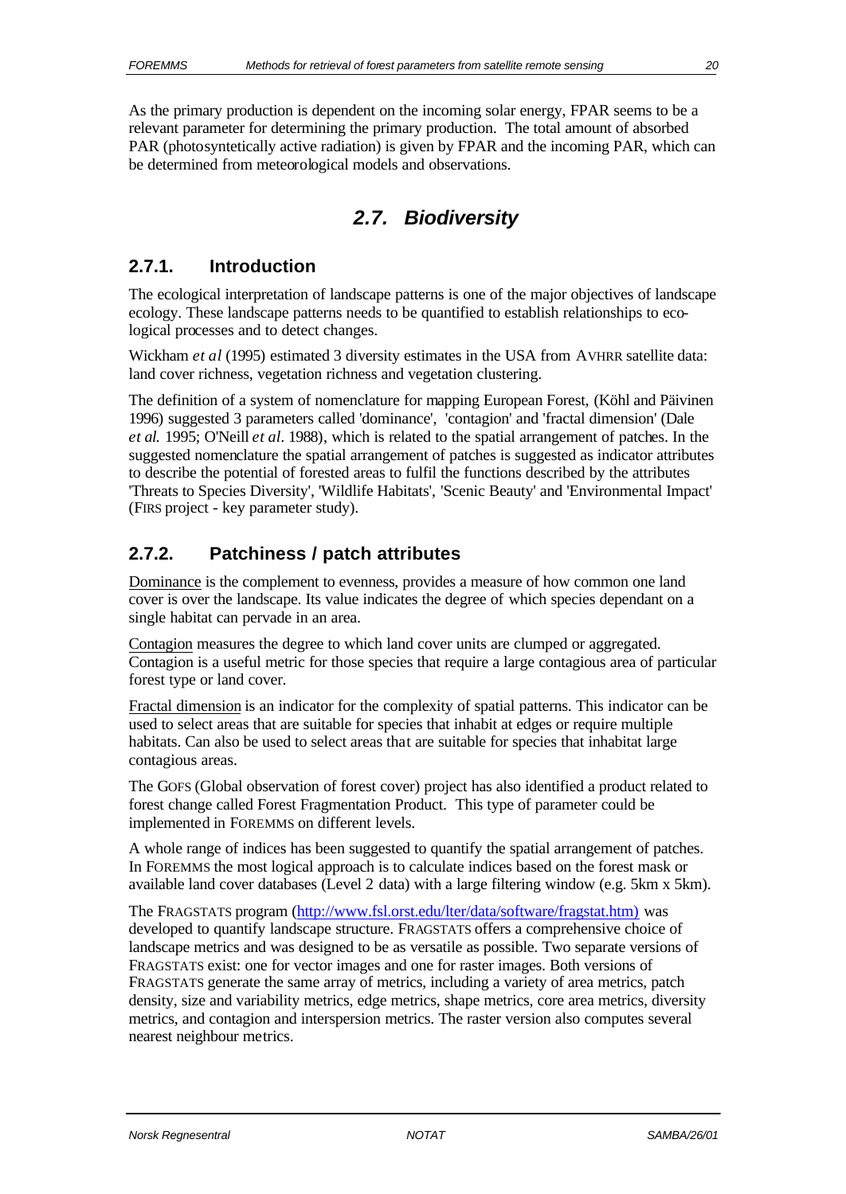As the primary production is dependent on the incoming solar energy, FPAR seems to be a relevant parameter for determining the primary production. The total amount of absorbed PAR (photosyntetically active radiation) is given by FPAR and the incoming PAR, which can be determined from meteorological models and observations.

## 2.7. Biodiversity

### 2.7.1. Introduction

The ecological interpretation of landscape patterns is one of the major objectives of landscape ecology. These landscape patterns needs to be quantified to establish relationships to ecological processes and to detect changes.

Wickham *et al* (1995) estimated 3 diversity estimates in the USA from AVHRR satellite data: land cover richness, vegetation richness and vegetation clustering.

The definition of a system of nomenclature for mapping European Forest, (Köhl and Päivinen 1996) suggested 3 parameters called 'dominance', 'contagion' and 'fractal dimension' (Dale *et al.* 1995; O'Neill *et al*. 1988), which is related to the spatial arrangement of patches. In the suggested nomenclature the spatial arrangement of patches is suggested as indicator attributes to describe the potential of forested areas to fulfil the functions described by the attributes 'Threats to Species Diversity', 'Wildlife Habitats', 'Scenic Beauty' and 'Environmental Impact' (FIRS project - key parameter study).

### 2.7.2. Patchiness / patch attributes

Dominance is the complement to evenness, provides a measure of how common one land cover is over the landscape. Its value indicates the degree of which species dependant on a single habitat can pervade in an area.

Contagion measures the degree to which land cover units are clumped or aggregated. Contagion is a useful metric for those species that require a large contagious area of particular forest type or land cover.

Fractal dimension is an indicator for the complexity of spatial patterns. This indicator can be used to select areas that are suitable for species that inhabit at edges or require multiple habitats. Can also be used to select areas that are suitable for species that inhabitat large contagious areas.

The GOFS (Global observation of forest cover) project has also identified a product related to forest change called Forest Fragmentation Product. This type of parameter could be implemented in FOREMMS on different levels.

A whole range of indices has been suggested to quantify the spatial arrangement of patches. In FOREMMS the most logical approach is to calculate indices based on the forest mask or available land cover databases (Level 2 data) with a large filtering window (e.g. 5km x 5km).

The FRAGSTATS program (http://www.fsl.orst.edu/lter/data/software/fragstat.htm) was developed to quantify landscape structure. FRAGSTATS offers a comprehensive choice of landscape metrics and was designed to be as versatile as possible. Two separate versions of FRAGSTATS exist: one for vector images and one for raster images. Both versions of FRAGSTATS generate the same array of metrics, including a variety of area metrics, patch density, size and variability metrics, edge metrics, shape metrics, core area metrics, diversity metrics, and contagion and interspersion metrics. The raster version also computes several nearest neighbour metrics.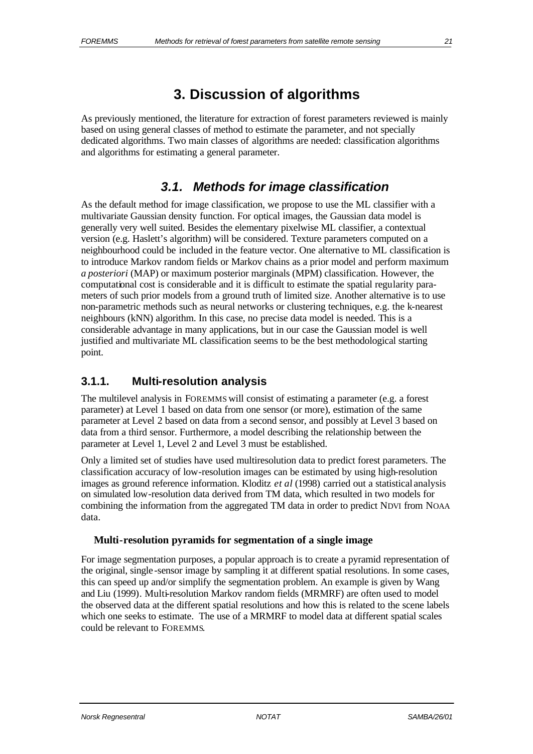# 3. Discussion of algorithms

As previously mentioned, the literature for extraction of forest parameters reviewed is mainly based on using general classes of method to estimate the parameter, and not specially dedicated algorithms. Two main classes of algorithms are needed: classification algorithms and algorithms for estimating a general parameter.

## *3.1. Methods for image classification*

As the default method for image classification, we propose to use the ML classifier with a multivariate Gaussian density function. For optical images, the Gaussian data model is generally very well suited. Besides the elementary pixelwise ML classifier, a contextual version (e.g. Haslett's algorithm) will be considered. Texture parameters computed on a neighbourhood could be included in the feature vector. One alternative to ML classification is to introduce Markov random fields or Markov chains as a prior model and perform maximum *a posteriori* (MAP) or maximum posterior marginals (MPM) classification. However, the computational cost is considerable and it is difficult to estimate the spatial regularity parameters of such prior models from a ground truth of limited size. Another alternative is to use non-parametric methods such as neural networks or clustering techniques, e.g. the k-nearest neighbours (kNN) algorithm. In this case, no precise data model is needed. This is a considerable advantage in many applications, but in our case the Gaussian model is well justified and multivariate ML classification seems to be the best methodological starting point.

### 3.1.1. Multi-resolution analysis

The multilevel analysis in FOREMMS will consist of estimating a parameter (e.g. a forest parameter) at Level 1 based on data from one sensor (or more), estimation of the same parameter at Level 2 based on data from a second sensor, and possibly at Level 3 based on data from a third sensor. Furthermore, a model describing the relationship between the parameter at Level 1, Level 2 and Level 3 must be established.

Only a limited set of studies have used multiresolution data to predict forest parameters. The classification accuracy of low-resolution images can be estimated by using high-resolution images as ground reference information. Kloditz *et al* (1998) carried out a statistical analysis on simulated low-resolution data derived from TM data, which resulted in two models for combining the information from the aggregated TM data in order to predict NDVI from NOAA data.

#### Multi-resolution pyramids for segmentation of a single image

For image segmentation purposes, a popular approach is to create a pyramid representation of the original, single-sensor image by sampling it at different spatial resolutions. In some cases, this can speed up and/or simplify the segmentation problem. An example is given by Wang and Liu (1999). Multi-resolution Markov random fields (MRMRF) are often used to model the observed data at the different spatial resolutions and how this is related to the scene labels which one seeks to estimate. The use of a MRMRF to model data at different spatial scales could be relevant to FOREMMS.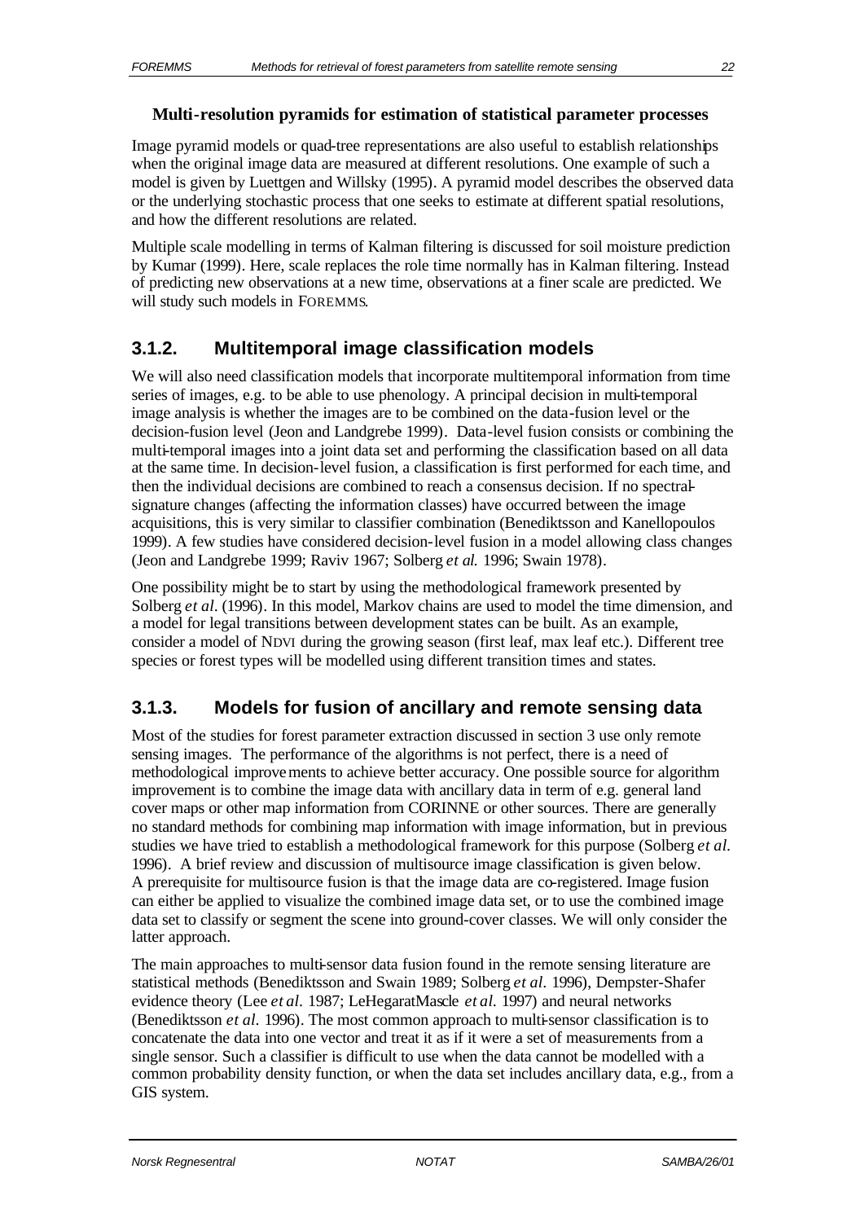**Multi-resolution pyramids for estimation of statistical parameter processes**

Image pyramid models or quad-tree representations are also useful to establish relationships when the original image data are measured at different resolutions. One example of such a model is given by Luettgen and Willsky (1995). A pyramid model describes the observed data or the underlying stochastic process that one seeks to estimate at different spatial resolutions, and how the different resolutions are related.

Multiple scale modelling in terms of Kalman filtering is discussed for soil moisture prediction by Kumar (1999). Here, scale replaces the role time normally has in Kalman filtering. Instead of predicting new observations at a new time, observations at a finer scale are predicted. We will study such models in FOREMMS.

## 3.1.2. Multitemporal image classification models

We will also need classification models that incorporate multitemporal information from time series of images, e.g. to be able to use phenology. A principal decision in multi-temporal image analysis is whether the images are to be combined on the data-fusion level or the decision-fusion level (Jeon and Landgrebe 1999). Data-level fusion consists or combining the multi-temporal images into a joint data set and performing the classification based on all data at the same time. In decision-level fusion, a classification is first performed for each time, and then the individual decisions are combined to reach a consensus decision. If no spectral-signature changes (affecting the information classes) have occurred between the image acquisitions, this is very similar to classifier combination (Benediktsson and Kanellopoulos 1999). A few studies have considered decision-level fusion in a model allowing class changes (Jeon and Landgrebe 1999; Raviv 1967; Solberg *et al.* 1996; Swain 1978).

One possibility might be to start by using the methodological framework presented by Solberg *et al.* (1996). In this model, Markov chains are used to model the time dimension, and a model for legal transitions between development states can be built. As an example, consider a model of NDVI during the growing season (first leaf, max leaf etc.). Different tree species or forest types will be modelled using different transition times and states.

## 3.1.3. Models for fusion of ancillary and remote sensing data

Most of the studies for forest parameter extraction discussed in section 3 use only remote sensing images. The performance of the algorithms is not perfect, there is a need of methodological improvements to achieve better accuracy. One possible source for algorithm improvement is to combine the image data with ancillary data in term of e.g. general land cover maps or other map information from CORINNE or other sources. There are generally no standard methods for combining map information with image information, but in previous studies we have tried to establish a methodological framework for this purpose (Solberg *et al.* 1996). A brief review and discussion of multisource image classification is given below. A prerequisite for multisource fusion is that the image data are co-registered. Image fusion can either be applied to visualize the combined image data set, or to use the combined image data set to classify or segment the scene into ground-cover classes. We will only consider the latter approach.

The main approaches to multi-sensor data fusion found in the remote sensing literature are statistical methods (Benediktsson and Swain 1989; Solberg *et al.* 1996), Dempster-Shafer evidence theory (Lee *et al.* 1987; LeHegaratMascle *et al.* 1997) and neural networks (Benediktsson *et al.* 1996). The most common approach to multi-sensor classification is to concatenate the data into one vector and treat it as if it were a set of measurements from a single sensor. Such a classifier is difficult to use when the data cannot be modelled with a common probability density function, or when the data set includes ancillary data, e.g., from a GIS system.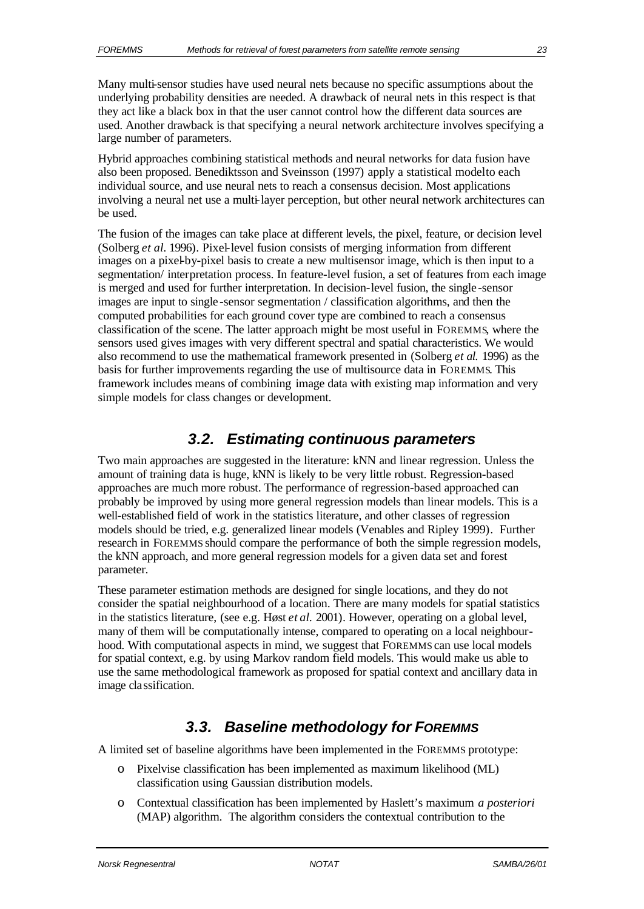Many multi-sensor studies have used neural nets because no specific assumptions about the underlying probability densities are needed. A drawback of neural nets in this respect is that they act like a black box in that the user cannot control how the different data sources are used. Another drawback is that specifying a neural network architecture involves specifying a large number of parameters.

Hybrid approaches combining statistical methods and neural networks for data fusion have also been proposed. Benediktsson and Sveinsson (1997) apply a statistical modelto each individual source, and use neural nets to reach a consensus decision. Most applications involving a neural net use a multi-layer perception, but other neural network architectures can be used.

The fusion of the images can take place at different levels, the pixel, feature, or decision level (Solberg *et al.* 1996). Pixel-level fusion consists of merging information from different images on a pixel-by-pixel basis to create a new multisensor image, which is then input to a segmentation/ interpretation process. In feature-level fusion, a set of features from each image is merged and used for further interpretation. In decision-level fusion, the single-sensor images are input to single-sensor segmentation / classification algorithms, and then the computed probabilities for each ground cover type are combined to reach a consensus classification of the scene. The latter approach might be most useful in FOREMMS, where the sensors used gives images with very different spectral and spatial characteristics. We would also recommend to use the mathematical framework presented in (Solberg *et al.* 1996) as the basis for further improvements regarding the use of multisource data in FOREMMS. This framework includes means of combining image data with existing map information and very simple models for class changes or development.

## 3.2. Estimating continuous parameters

Two main approaches are suggested in the literature: kNN and linear regression. Unless the amount of training data is huge, kNN is likely to be very little robust. Regression-based approaches are much more robust. The performance of regression-based approached can probably be improved by using more general regression models than linear models. This is a well-established field of work in the statistics literature, and other classes of regression models should be tried, e.g. generalized linear models (Venables and Ripley 1999). Further research in FOREMMS should compare the performance of both the simple regression models, the kNN approach, and more general regression models for a given data set and forest parameter.

These parameter estimation methods are designed for single locations, and they do not consider the spatial neighbourhood of a location. There are many models for spatial statistics in the statistics literature, (see e.g. Høst *et al.* 2001). However, operating on a global level, many of them will be computationally intense, compared to operating on a local neighbourhood. With computational aspects in mind, we suggest that FOREMMS can use local models for spatial context, e.g. by using Markov random field models. This would make us able to use the same methodological framework as proposed for spatial context and ancillary data in image classification.

## 3.3. Baseline methodology for FOREMMS

A limited set of baseline algorithms have been implemented in the FOREMMS prototype:

- Pixelvise classification has been implemented as maximum likelihood (ML) classification using Gaussian distribution models.
- Contextual classification has been implemented by Haslett's maximum *a posteriori* (MAP) algorithm. The algorithm considers the contextual contribution to the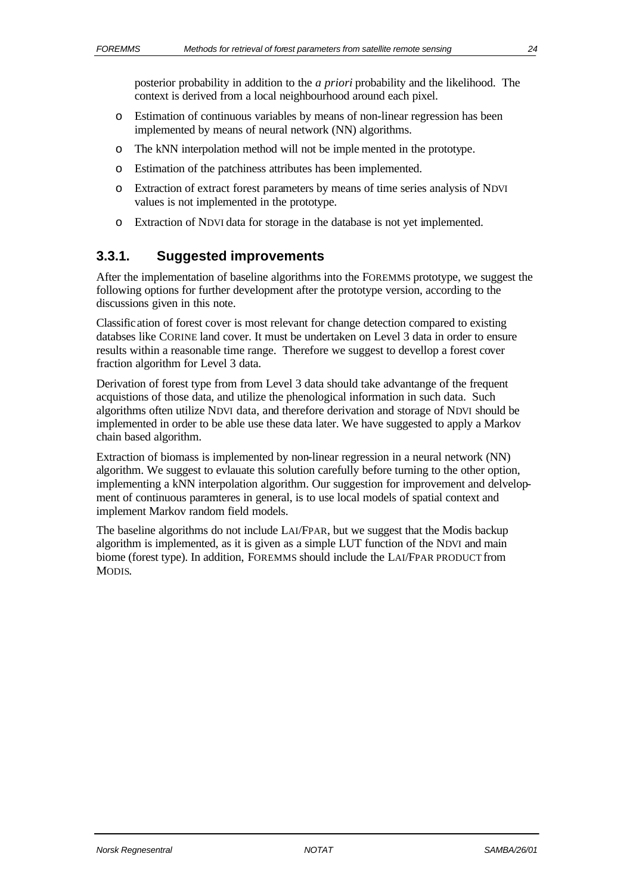posterior probability in addition to the *a priori* probability and the likelihood. The context is derived from a local neighbourhood around each pixel.

- Estimation of continuous variables by means of non-linear regression has been implemented by means of neural network (NN) algorithms.
- The kNN interpolation method will not be imple mented in the prototype.
- Estimation of the patchiness attributes has been implemented.
- Extraction of extract forest parameters by means of time series analysis of NDVI values is not implemented in the prototype.
- Extraction of NDVI data for storage in the database is not yet implemented.

### 3.3.1. Suggested improvements

After the implementation of baseline algorithms into the FOREMMS prototype, we suggest the following options for further development after the prototype version, according to the discussions given in this note.

Classific ation of forest cover is most relevant for change detection compared to existing databses like CORINE land cover. It must be undertaken on Level 3 data in order to ensure results within a reasonable time range. Therefore we suggest to devellop a forest cover fraction algorithm for Level 3 data.

Derivation of forest type from from Level 3 data should take advantange of the frequent acquistions of those data, and utilize the phenological information in such data. Such algorithms often utilize NDVI data, and therefore derivation and storage of NDVI should be implemented in order to be able use these data later. We have suggested to apply a Markov chain based algorithm.

Extraction of biomass is implemented by non-linear regression in a neural network (NN) algorithm. We suggest to evlauate this solution carefully before turning to the other option, implementing a kNN interpolation algorithm. Our suggestion for improvement and delvelopment of continuous paramteres in general, is to use local models of spatial context and implement Markov random field models.

The baseline algorithms do not include LAI/FPAR, but we suggest that the Modis backup algorithm is implemented, as it is given as a simple LUT function of the NDVI and main biome (forest type). In addition, FOREMMS should include the LAI/FPAR PRODUCT from MODIS.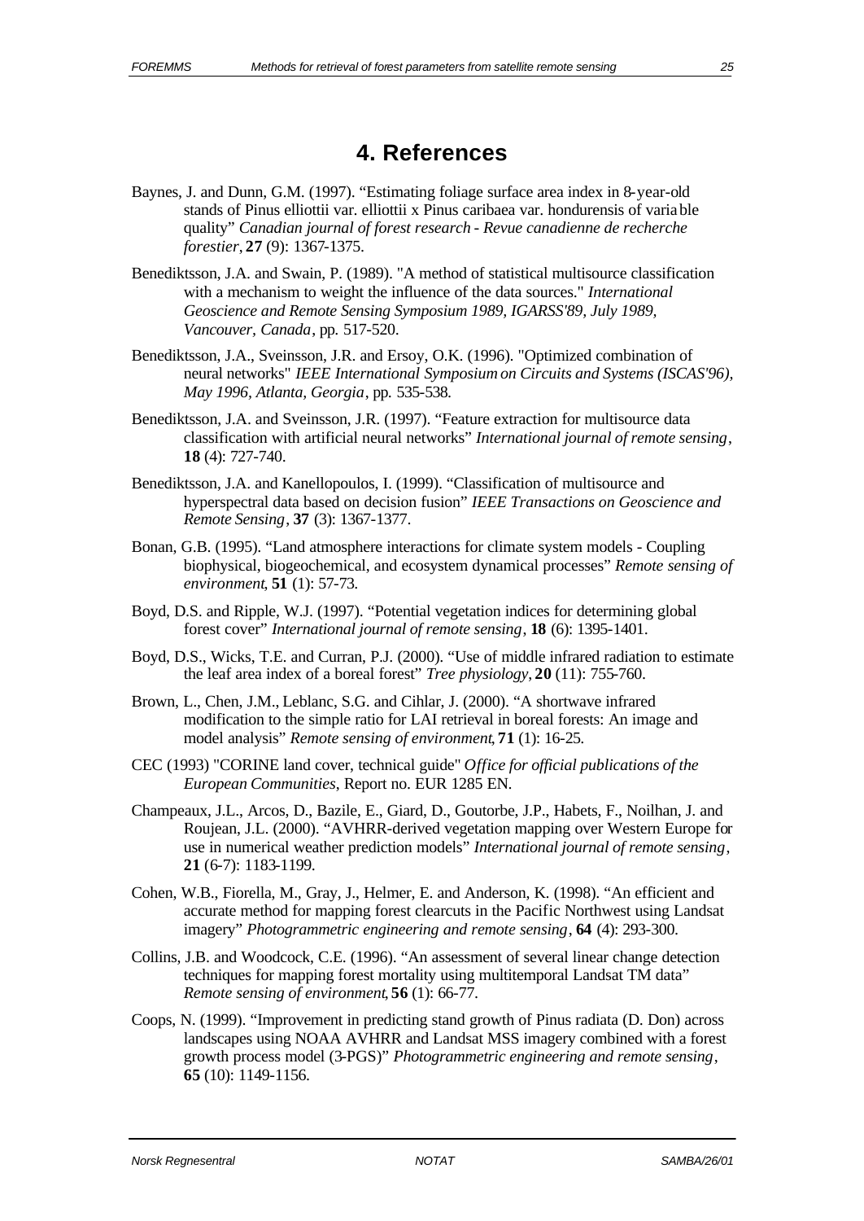# 4. References

Baynes, J. and Dunn, G.M. (1997). "Estimating foliage surface area index in 8-year-old stands of Pinus elliottii var. elliottii x Pinus caribaea var. hondurensis of variable quality" *Canadian journal of forest research - Revue canadienne de recherche forestier*, **27** (9): 1367-1375.

Benediktsson, J.A. and Swain, P. (1989). "A method of statistical multisource classification with a mechanism to weight the influence of the data sources." *International Geoscience and Remote Sensing Symposium 1989, IGARSS'89, July 1989, Vancouver, Canada*, pp. 517-520.

Benediktsson, J.A., Sveinsson, J.R. and Ersoy, O.K. (1996). "Optimized combination of neural networks" *IEEE International Symposium on Circuits and Systems (ISCAS'96), May 1996, Atlanta, Georgia*, pp. 535-538.

Benediktsson, J.A. and Sveinsson, J.R. (1997). "Feature extraction for multisource data classification with artificial neural networks" *International journal of remote sensing*, **18** (4): 727-740.

Benediktsson, J.A. and Kanellopoulos, I. (1999). "Classification of multisource and hyperspectral data based on decision fusion" *IEEE Transactions on Geoscience and Remote Sensing*, **37** (3): 1367-1377.

Bonan, G.B. (1995). "Land atmosphere interactions for climate system models - Coupling biophysical, biogeochemical, and ecosystem dynamical processes" *Remote sensing of environment*, **51** (1): 57-73.

Boyd, D.S. and Ripple, W.J. (1997). "Potential vegetation indices for determining global forest cover" *International journal of remote sensing*, **18** (6): 1395-1401.

Boyd, D.S., Wicks, T.E. and Curran, P.J. (2000). "Use of middle infrared radiation to estimate the leaf area index of a boreal forest" *Tree physiology*, **20** (11): 755-760.

Brown, L., Chen, J.M., Leblanc, S.G. and Cihlar, J. (2000). "A shortwave infrared modification to the simple ratio for LAI retrieval in boreal forests: An image and model analysis" *Remote sensing of environment*, **71** (1): 16-25.

CEC (1993) "CORINE land cover, technical guide" *Office for official publications of the European Communities*, Report no. EUR 1285 EN.

Champeaux, J.L., Arcos, D., Bazile, E., Giard, D., Goutorbe, J.P., Habets, F., Noilhan, J. and Roujean, J.L. (2000). "AVHRR-derived vegetation mapping over Western Europe for use in numerical weather prediction models" *International journal of remote sensing*, **21** (6-7): 1183-1199.

Cohen, W.B., Fiorella, M., Gray, J., Helmer, E. and Anderson, K. (1998). "An efficient and accurate method for mapping forest clearcuts in the Pacific Northwest using Landsat imagery" *Photogrammetric engineering and remote sensing*, **64** (4): 293-300.

Collins, J.B. and Woodcock, C.E. (1996). "An assessment of several linear change detection techniques for mapping forest mortality using multitemporal Landsat TM data" *Remote sensing of environment*, **56** (1): 66-77.

Coops, N. (1999). "Improvement in predicting stand growth of Pinus radiata (D. Don) across landscapes using NOAA AVHRR and Landsat MSS imagery combined with a forest growth process model (3-PGS)" *Photogrammetric engineering and remote sensing*, **65** (10): 1149-1156.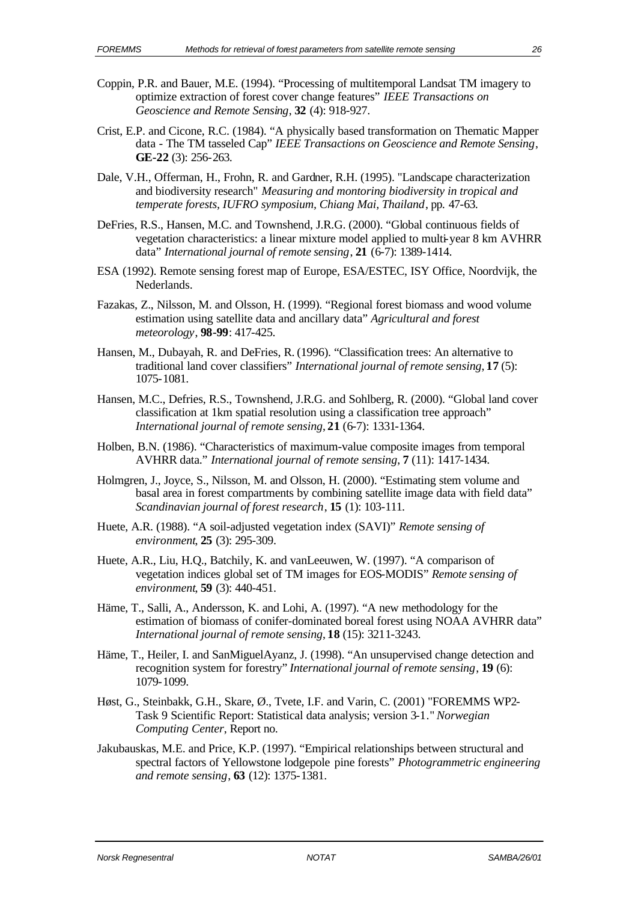Coppin, P.R. and Bauer, M.E. (1994). “Processing of multitemporal Landsat TM imagery to optimize extraction of forest cover change features” *IEEE Transactions on Geoscience and Remote Sensing*, **32** (4): 918-927.

Crist, E.P. and Cicone, R.C. (1984). “A physically based transformation on Thematic Mapper data - The TM tasseled Cap” *IEEE Transactions on Geoscience and Remote Sensing*, **GE-22** (3): 256-263.

Dale, V.H., Offerman, H., Frohn, R. and Gardner, R.H. (1995). "Landscape characterization and biodiversity research" *Measuring and montoring biodiversity in tropical and temperate forests, IUFRO symposium, Chiang Mai, Thailand*, pp. 47-63.

DeFries, R.S., Hansen, M.C. and Townshend, J.R.G. (2000). “Global continuous fields of vegetation characteristics: a linear mixture model applied to multi-year 8 km AVHRR data” *International journal of remote sensing*, **21** (6-7): 1389-1414.

ESA (1992). Remote sensing forest map of Europe, ESA/ESTEC, ISY Office, Noordvijk, the Nederlands.

Fazakas, Z., Nilsson, M. and Olsson, H. (1999). “Regional forest biomass and wood volume estimation using satellite data and ancillary data” *Agricultural and forest meteorology*, **98-99**: 417-425.

Hansen, M., Dubayah, R. and DeFries, R. (1996). “Classification trees: An alternative to traditional land cover classifiers” *International journal of remote sensing*, **17** (5): 1075-1081.

Hansen, M.C., Defries, R.S., Townshend, J.R.G. and Sohlberg, R. (2000). “Global land cover classification at 1km spatial resolution using a classification tree approach” *International journal of remote sensing*, **21** (6-7): 1331-1364.

Holben, B.N. (1986). “Characteristics of maximum-value composite images from temporal AVHRR data.” *International journal of remote sensing*, **7** (11): 1417-1434.

Holmgren, J., Joyce, S., Nilsson, M. and Olsson, H. (2000). “Estimating stem volume and basal area in forest compartments by combining satellite image data with field data” *Scandinavian journal of forest research*, **15** (1): 103-111.

Huete, A.R. (1988). “A soil-adjusted vegetation index (SAVI)” *Remote sensing of environment*, **25** (3): 295-309.

Huete, A.R., Liu, H.Q., Batchily, K. and vanLeeuwen, W. (1997). “A comparison of vegetation indices global set of TM images for EOS-MODIS” *Remote sensing of environment*, **59** (3): 440-451.

Häme, T., Salli, A., Andersson, K. and Lohi, A. (1997). “A new methodology for the estimation of biomass of conifer-dominated boreal forest using NOAA AVHRR data” *International journal of remote sensing*, **18** (15): 3211-3243.

Häme, T., Heiler, I. and SanMiguelAyanz, J. (1998). “An unsupervised change detection and recognition system for forestry” *International journal of remote sensing*, **19** (6): 1079-1099.

Høst, G., Steinbakk, G.H., Skare, Ø., Tvete, I.F. and Varin, C. (2001) "FOREMMS WP2-Task 9 Scientific Report: Statistical data analysis; version 3-1." *Norwegian Computing Center*, Report no.

Jakubauskas, M.E. and Price, K.P. (1997). “Empirical relationships between structural and spectral factors of Yellowstone lodgepole pine forests” *Photogrammetric engineering and remote sensing*, **63** (12): 1375-1381.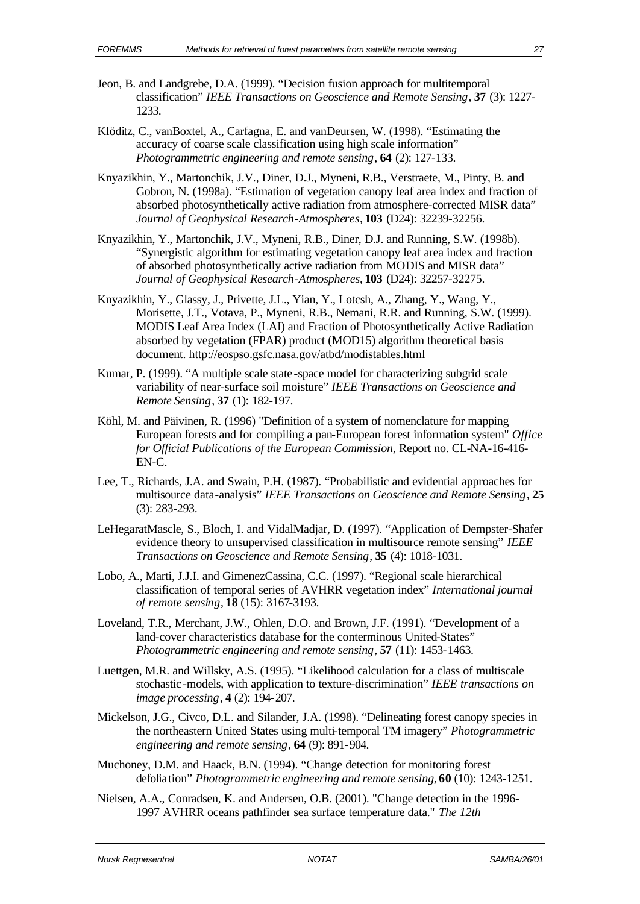Jeon, B. and Landgrebe, D.A. (1999). “Decision fusion approach for multitemporal classification” *IEEE Transactions on Geoscience and Remote Sensing*, **37** (3): 1227-1233.

Klöditz, C., vanBoxtel, A., Carfagna, E. and vanDeursen, W. (1998). “Estimating the accuracy of coarse scale classification using high scale information” *Photogrammetric engineering and remote sensing*, **64** (2): 127-133.

Knyazikhin, Y., Martonchik, J.V., Diner, D.J., Myneni, R.B., Verstraete, M., Pinty, B. and Gobron, N. (1998a). “Estimation of vegetation canopy leaf area index and fraction of absorbed photosynthetically active radiation from atmosphere-corrected MISR data” *Journal of Geophysical Research-Atmospheres*, **103** (D24): 32239-32256.

Knyazikhin, Y., Martonchik, J.V., Myneni, R.B., Diner, D.J. and Running, S.W. (1998b). “Synergistic algorithm for estimating vegetation canopy leaf area index and fraction of absorbed photosynthetically active radiation from MODIS and MISR data” *Journal of Geophysical Research-Atmospheres*, **103** (D24): 32257-32275.

Knyazikhin, Y., Glassy, J., Privette, J.L., Yian, Y., Lotcsh, A., Zhang, Y., Wang, Y., Morisette, J.T., Votava, P., Myneni, R.B., Nemani, R.R. and Running, S.W. (1999). MODIS Leaf Area Index (LAI) and Fraction of Photosynthetically Active Radiation absorbed by vegetation (FPAR) product (MOD15) algorithm theoretical basis document. http://eospso.gsfc.nasa.gov/atbd/modistables.html

Kumar, P. (1999). “A multiple scale state-space model for characterizing subgrid scale variability of near-surface soil moisture” *IEEE Transactions on Geoscience and Remote Sensing*, **37** (1): 182-197.

Köhl, M. and Päivinen, R. (1996) "Definition of a system of nomenclature for mapping European forests and for compiling a pan-European forest information system" *Office for Official Publications of the European Commission*, Report no. CL-NA-16-416-EN-C.

Lee, T., Richards, J.A. and Swain, P.H. (1987). “Probabilistic and evidential approaches for multisource data-analysis” *IEEE Transactions on Geoscience and Remote Sensing*, **25** (3): 283-293.

LeHegaratMascle, S., Bloch, I. and VidalMadjar, D. (1997). “Application of Dempster-Shafer evidence theory to unsupervised classification in multisource remote sensing” *IEEE Transactions on Geoscience and Remote Sensing*, **35** (4): 1018-1031.

Lobo, A., Marti, J.J.I. and GimenezCassina, C.C. (1997). “Regional scale hierarchical classification of temporal series of AVHRR vegetation index” *International journal of remote sensing*, **18** (15): 3167-3193.

Loveland, T.R., Merchant, J.W., Ohlen, D.O. and Brown, J.F. (1991). “Development of a land-cover characteristics database for the conterminous United-States” *Photogrammetric engineering and remote sensing*, **57** (11): 1453-1463.

Luettgen, M.R. and Willsky, A.S. (1995). “Likelihood calculation for a class of multiscale stochastic-models, with application to texture-discrimination” *IEEE transactions on image processing*, **4** (2): 194-207.

Mickelson, J.G., Civco, D.L. and Silander, J.A. (1998). “Delineating forest canopy species in the northeastern United States using multi-temporal TM imagery” *Photogrammetric engineering and remote sensing*, **64** (9): 891-904.

Muchoney, D.M. and Haack, B.N. (1994). “Change detection for monitoring forest defoliation” *Photogrammetric engineering and remote sensing*, **60** (10): 1243-1251.

Nielsen, A.A., Conradsen, K. and Andersen, O.B. (2001). "Change detection in the 1996-1997 AVHRR oceans pathfinder sea surface temperature data." *The 12th*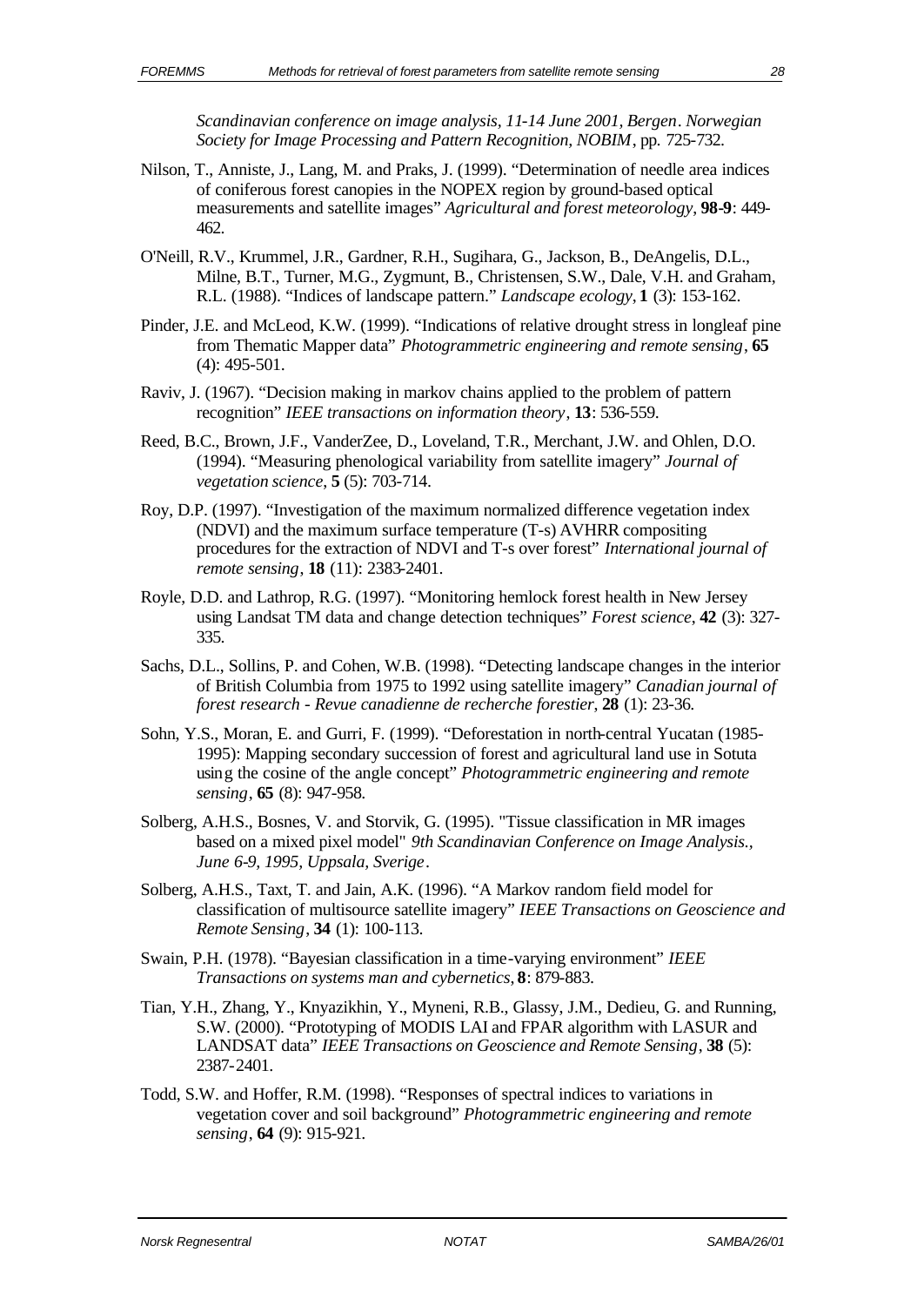*Scandinavian conference on image analysis, 11-14 June 2001, Bergen. Norwegian Society for Image Processing and Pattern Recognition, NOBIM*, pp. 725-732.

Nilson, T., Anniste, J., Lang, M. and Praks, J. (1999). "Determination of needle area indices of coniferous forest canopies in the NOPEX region by ground-based optical measurements and satellite images" *Agricultural and forest meteorology*, **98-9**: 449-462.

O'Neill, R.V., Krummel, J.R., Gardner, R.H., Sugihara, G., Jackson, B., DeAngelis, D.L., Milne, B.T., Turner, M.G., Zygmunt, B., Christensen, S.W., Dale, V.H. and Graham, R.L. (1988). "Indices of landscape pattern." *Landscape ecology*, **1** (3): 153-162.

Pinder, J.E. and McLeod, K.W. (1999). "Indications of relative drought stress in longleaf pine from Thematic Mapper data" *Photogrammetric engineering and remote sensing*, **65** (4): 495-501.

Raviv, J. (1967). "Decision making in markov chains applied to the problem of pattern recognition" *IEEE transactions on information theory*, **13**: 536-559.

Reed, B.C., Brown, J.F., VanderZee, D., Loveland, T.R., Merchant, J.W. and Ohlen, D.O. (1994). "Measuring phenological variability from satellite imagery" *Journal of vegetation science*, **5** (5): 703-714.

Roy, D.P. (1997). "Investigation of the maximum normalized difference vegetation index (NDVI) and the maximum surface temperature (T-s) AVHRR compositing procedures for the extraction of NDVI and T-s over forest" *International journal of remote sensing*, **18** (11): 2383-2401.

Royle, D.D. and Lathrop, R.G. (1997). "Monitoring hemlock forest health in New Jersey using Landsat TM data and change detection techniques" *Forest science*, **42** (3): 327-335.

Sachs, D.L., Sollins, P. and Cohen, W.B. (1998). "Detecting landscape changes in the interior of British Columbia from 1975 to 1992 using satellite imagery" *Canadian journal of forest research - Revue canadienne de recherche forestier*, **28** (1): 23-36.

Sohn, Y.S., Moran, E. and Gurri, F. (1999). "Deforestation in north-central Yucatan (1985-1995): Mapping secondary succession of forest and agricultural land use in Sotuta using the cosine of the angle concept" *Photogrammetric engineering and remote sensing*, **65** (8): 947-958.

Solberg, A.H.S., Bosnes, V. and Storvik, G. (1995). "Tissue classification in MR images based on a mixed pixel model" *9th Scandinavian Conference on Image Analysis., June 6-9, 1995, Uppsala, Sverige*.

Solberg, A.H.S., Taxt, T. and Jain, A.K. (1996). "A Markov random field model for classification of multisource satellite imagery" *IEEE Transactions on Geoscience and Remote Sensing*, **34** (1): 100-113.

Swain, P.H. (1978). "Bayesian classification in a time-varying environment" *IEEE Transactions on systems man and cybernetics*, **8**: 879-883.

Tian, Y.H., Zhang, Y., Knyazikhin, Y., Myneni, R.B., Glassy, J.M., Dedieu, G. and Running, S.W. (2000). "Prototyping of MODIS LAI and FPAR algorithm with LASUR and LANDSAT data" *IEEE Transactions on Geoscience and Remote Sensing*, **38** (5): 2387-2401.

Todd, S.W. and Hoffer, R.M. (1998). "Responses of spectral indices to variations in vegetation cover and soil background" *Photogrammetric engineering and remote sensing*, **64** (9): 915-921.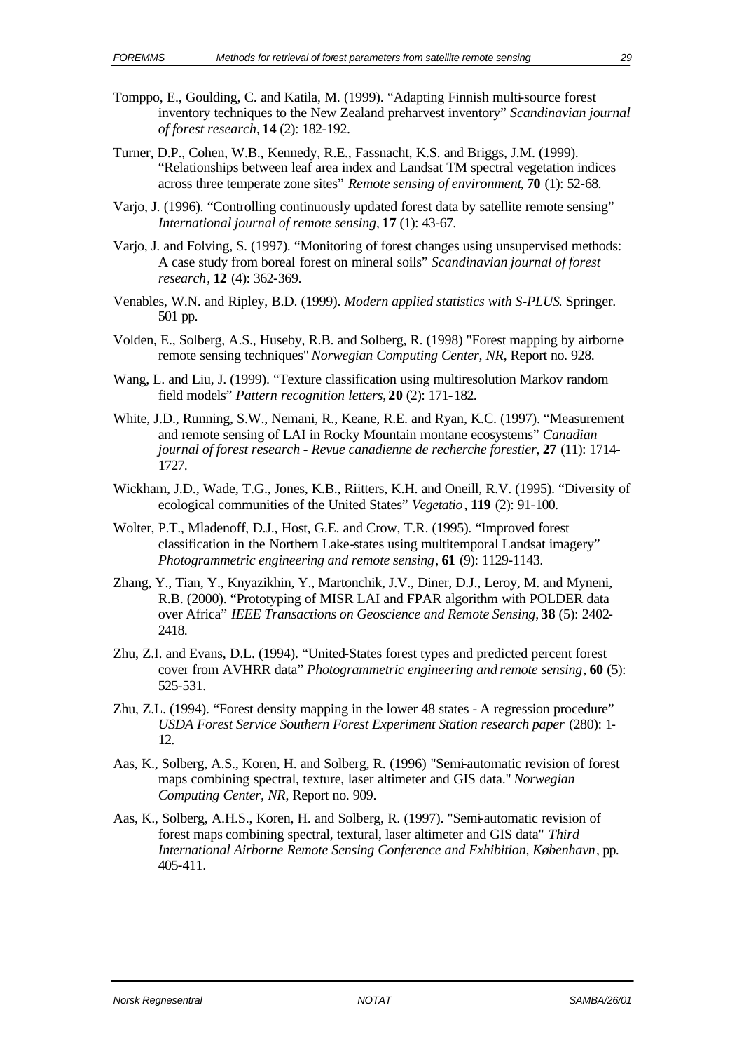Tomppo, E., Goulding, C. and Katila, M. (1999). "Adapting Finnish multi-source forest inventory techniques to the New Zealand preharvest inventory" *Scandinavian journal of forest research*, **14** (2): 182-192.

Turner, D.P., Cohen, W.B., Kennedy, R.E., Fassnacht, K.S. and Briggs, J.M. (1999). "Relationships between leaf area index and Landsat TM spectral vegetation indices across three temperate zone sites" *Remote sensing of environment*, **70** (1): 52-68.

Varjo, J. (1996). "Controlling continuously updated forest data by satellite remote sensing" *International journal of remote sensing*, **17** (1): 43-67.

Varjo, J. and Folving, S. (1997). "Monitoring of forest changes using unsupervised methods: A case study from boreal forest on mineral soils" *Scandinavian journal of forest research*, **12** (4): 362-369.

Venables, W.N. and Ripley, B.D. (1999). *Modern applied statistics with S-PLUS*. Springer. 501 pp.

Volden, E., Solberg, A.S., Huseby, R.B. and Solberg, R. (1998) "Forest mapping by airborne remote sensing techniques" *Norwegian Computing Center, NR*, Report no. 928.

Wang, L. and Liu, J. (1999). "Texture classification using multiresolution Markov random field models" *Pattern recognition letters*, **20** (2): 171-182.

White, J.D., Running, S.W., Nemani, R., Keane, R.E. and Ryan, K.C. (1997). "Measurement and remote sensing of LAI in Rocky Mountain montane ecosystems" *Canadian journal of forest research - Revue canadienne de recherche forestier*, **27** (11): 1714-1727.

Wickham, J.D., Wade, T.G., Jones, K.B., Riitters, K.H. and Oneill, R.V. (1995). "Diversity of ecological communities of the United States" *Vegetatio*, **119** (2): 91-100.

Wolter, P.T., Mladenoff, D.J., Host, G.E. and Crow, T.R. (1995). "Improved forest classification in the Northern Lake-states using multitemporal Landsat imagery" *Photogrammetric engineering and remote sensing*, **61** (9): 1129-1143.

Zhang, Y., Tian, Y., Knyazikhin, Y., Martonchik, J.V., Diner, D.J., Leroy, M. and Myneni, R.B. (2000). "Prototyping of MISR LAI and FPAR algorithm with POLDER data over Africa" *IEEE Transactions on Geoscience and Remote Sensing*, **38** (5): 2402-2418.

Zhu, Z.I. and Evans, D.L. (1994). "United-States forest types and predicted percent forest cover from AVHRR data" *Photogrammetric engineering and remote sensing*, **60** (5): 525-531.

Zhu, Z.L. (1994). "Forest density mapping in the lower 48 states - A regression procedure" *USDA Forest Service Southern Forest Experiment Station research paper* (280): 1-12.

Aas, K., Solberg, A.S., Koren, H. and Solberg, R. (1996) "Semi-automatic revision of forest maps combining spectral, texture, laser altimeter and GIS data." *Norwegian Computing Center, NR*, Report no. 909.

Aas, K., Solberg, A.H.S., Koren, H. and Solberg, R. (1997). "Semi-automatic revision of forest maps combining spectral, textural, laser altimeter and GIS data" *Third International Airborne Remote Sensing Conference and Exhibition, København*, pp. 405-411.